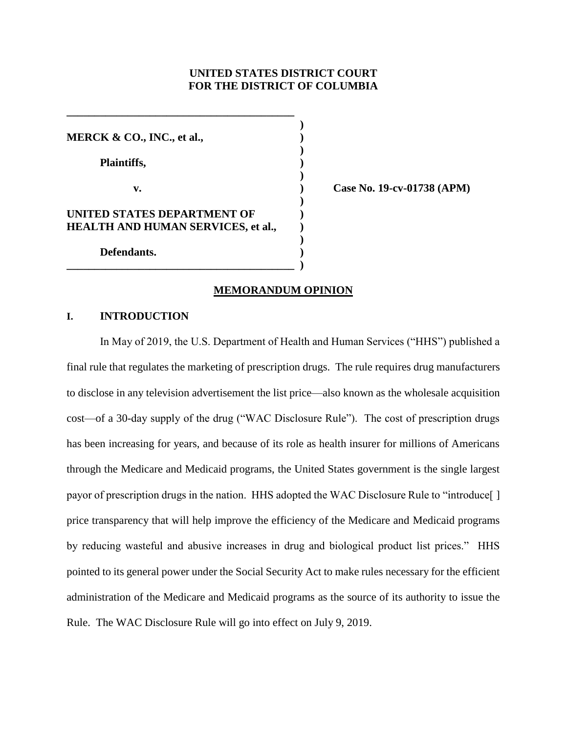**UNITED STATES DISTRICT COURT**
**FOR THE DISTRICT OF COLUMBIA**

**MERCK & CO., INC., et al.,**

**Plaintiffs,**

**v.**

**UNITED STATES DEPARTMENT OF HEALTH AND HUMAN SERVICES, et al.,**

**Defendants.**

**Case No. 19-cv-01738 (APM)**

## MEMORANDUM OPINION

### I. INTRODUCTION

In May of 2019, the U.S. Department of Health and Human Services ("HHS") published a final rule that regulates the marketing of prescription drugs. The rule requires drug manufacturers to disclose in any television advertisement the list price—also known as the wholesale acquisition cost—of a 30-day supply of the drug ("WAC Disclosure Rule"). The cost of prescription drugs has been increasing for years, and because of its role as health insurer for millions of Americans through the Medicare and Medicaid programs, the United States government is the single largest payor of prescription drugs in the nation. HHS adopted the WAC Disclosure Rule to "introduce[ ] price transparency that will help improve the efficiency of the Medicare and Medicaid programs by reducing wasteful and abusive increases in drug and biological product list prices." HHS pointed to its general power under the Social Security Act to make rules necessary for the efficient administration of the Medicare and Medicaid programs as the source of its authority to issue the Rule. The WAC Disclosure Rule will go into effect on July 9, 2019.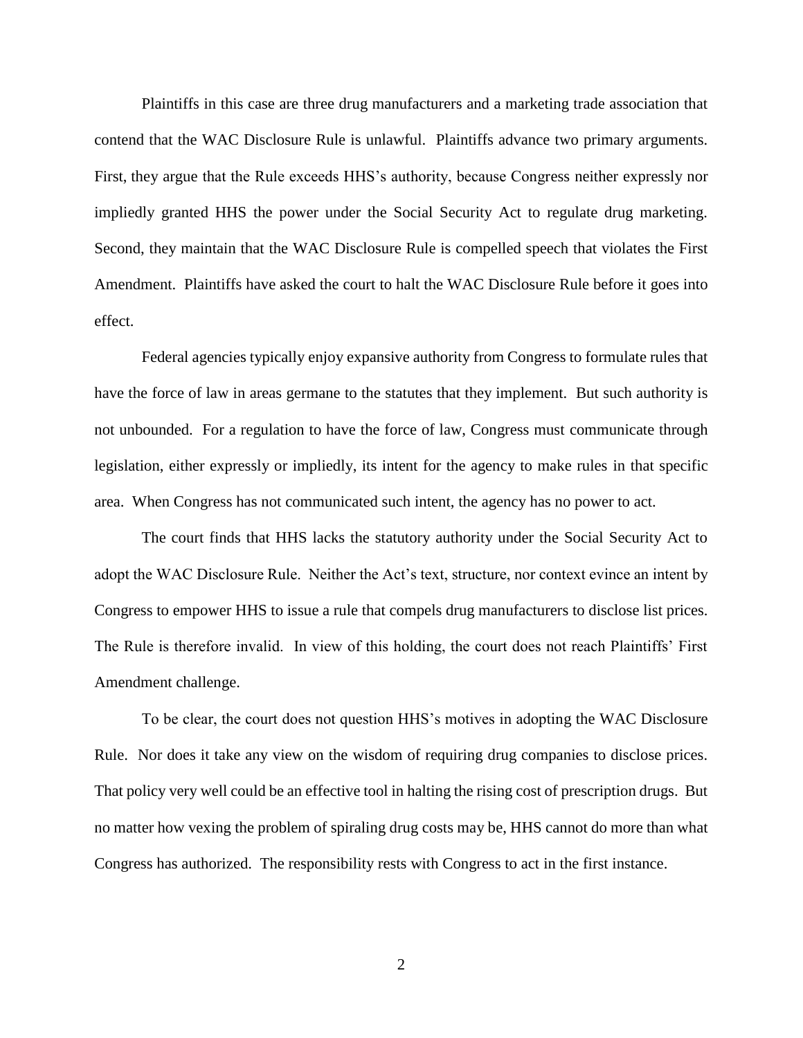Plaintiffs in this case are three drug manufacturers and a marketing trade association that contend that the WAC Disclosure Rule is unlawful. Plaintiffs advance two primary arguments. First, they argue that the Rule exceeds HHS's authority, because Congress neither expressly nor impliedly granted HHS the power under the Social Security Act to regulate drug marketing. Second, they maintain that the WAC Disclosure Rule is compelled speech that violates the First Amendment. Plaintiffs have asked the court to halt the WAC Disclosure Rule before it goes into effect.

Federal agencies typically enjoy expansive authority from Congress to formulate rules that have the force of law in areas germane to the statutes that they implement. But such authority is not unbounded. For a regulation to have the force of law, Congress must communicate through legislation, either expressly or impliedly, its intent for the agency to make rules in that specific area. When Congress has not communicated such intent, the agency has no power to act.

The court finds that HHS lacks the statutory authority under the Social Security Act to adopt the WAC Disclosure Rule. Neither the Act's text, structure, nor context evince an intent by Congress to empower HHS to issue a rule that compels drug manufacturers to disclose list prices. The Rule is therefore invalid. In view of this holding, the court does not reach Plaintiffs' First Amendment challenge.

To be clear, the court does not question HHS's motives in adopting the WAC Disclosure Rule. Nor does it take any view on the wisdom of requiring drug companies to disclose prices. That policy very well could be an effective tool in halting the rising cost of prescription drugs. But no matter how vexing the problem of spiraling drug costs may be, HHS cannot do more than what Congress has authorized. The responsibility rests with Congress to act in the first instance.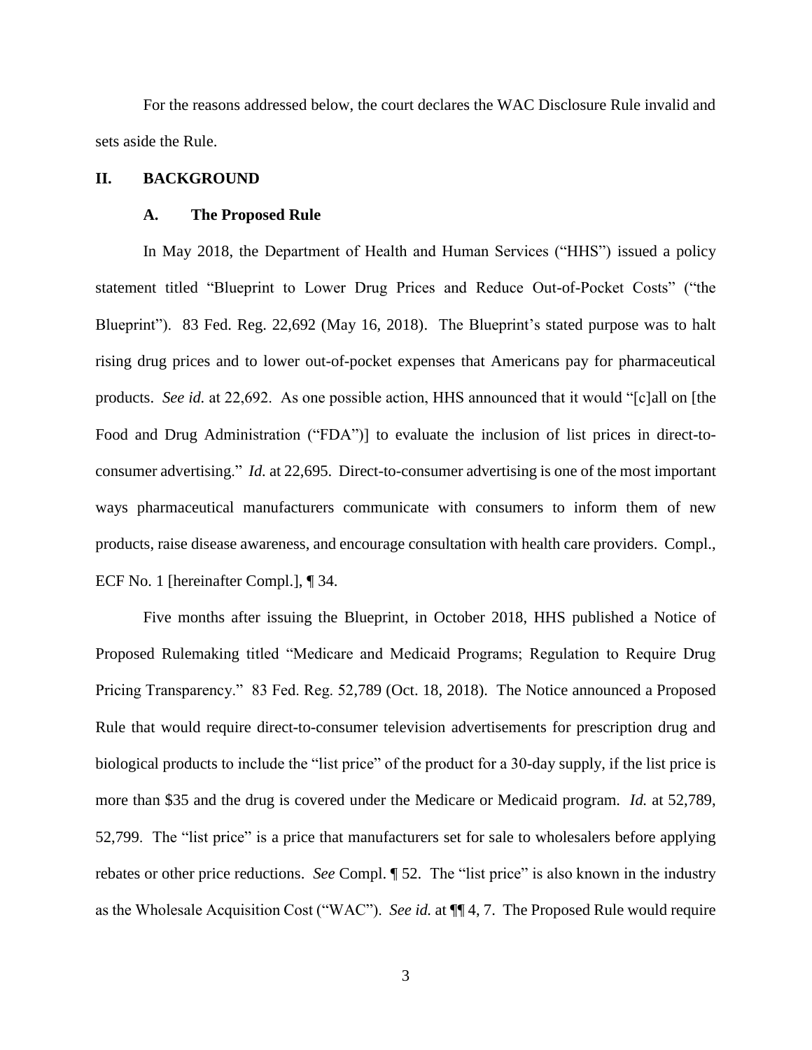For the reasons addressed below, the court declares the WAC Disclosure Rule invalid and sets aside the Rule.

## II. BACKGROUND

### A. The Proposed Rule

In May 2018, the Department of Health and Human Services ("HHS") issued a policy statement titled "Blueprint to Lower Drug Prices and Reduce Out-of-Pocket Costs" ("the Blueprint"). 83 Fed. Reg. 22,692 (May 16, 2018). The Blueprint's stated purpose was to halt rising drug prices and to lower out-of-pocket expenses that Americans pay for pharmaceutical products. *See id.* at 22,692. As one possible action, HHS announced that it would "[c]all on [the Food and Drug Administration ("FDA")] to evaluate the inclusion of list prices in direct-to-consumer advertising." *Id.* at 22,695. Direct-to-consumer advertising is one of the most important ways pharmaceutical manufacturers communicate with consumers to inform them of new products, raise disease awareness, and encourage consultation with health care providers. Compl., ECF No. 1 [hereinafter Compl.], ¶ 34.

Five months after issuing the Blueprint, in October 2018, HHS published a Notice of Proposed Rulemaking titled "Medicare and Medicaid Programs; Regulation to Require Drug Pricing Transparency." 83 Fed. Reg. 52,789 (Oct. 18, 2018). The Notice announced a Proposed Rule that would require direct-to-consumer television advertisements for prescription drug and biological products to include the "list price" of the product for a 30-day supply, if the list price is more than $35 and the drug is covered under the Medicare or Medicaid program. *Id.* at 52,789, 52,799. The "list price" is a price that manufacturers set for sale to wholesalers before applying rebates or other price reductions. *See* Compl. ¶ 52. The "list price" is also known in the industry as the Wholesale Acquisition Cost ("WAC"). *See id.* at ¶¶ 4, 7. The Proposed Rule would require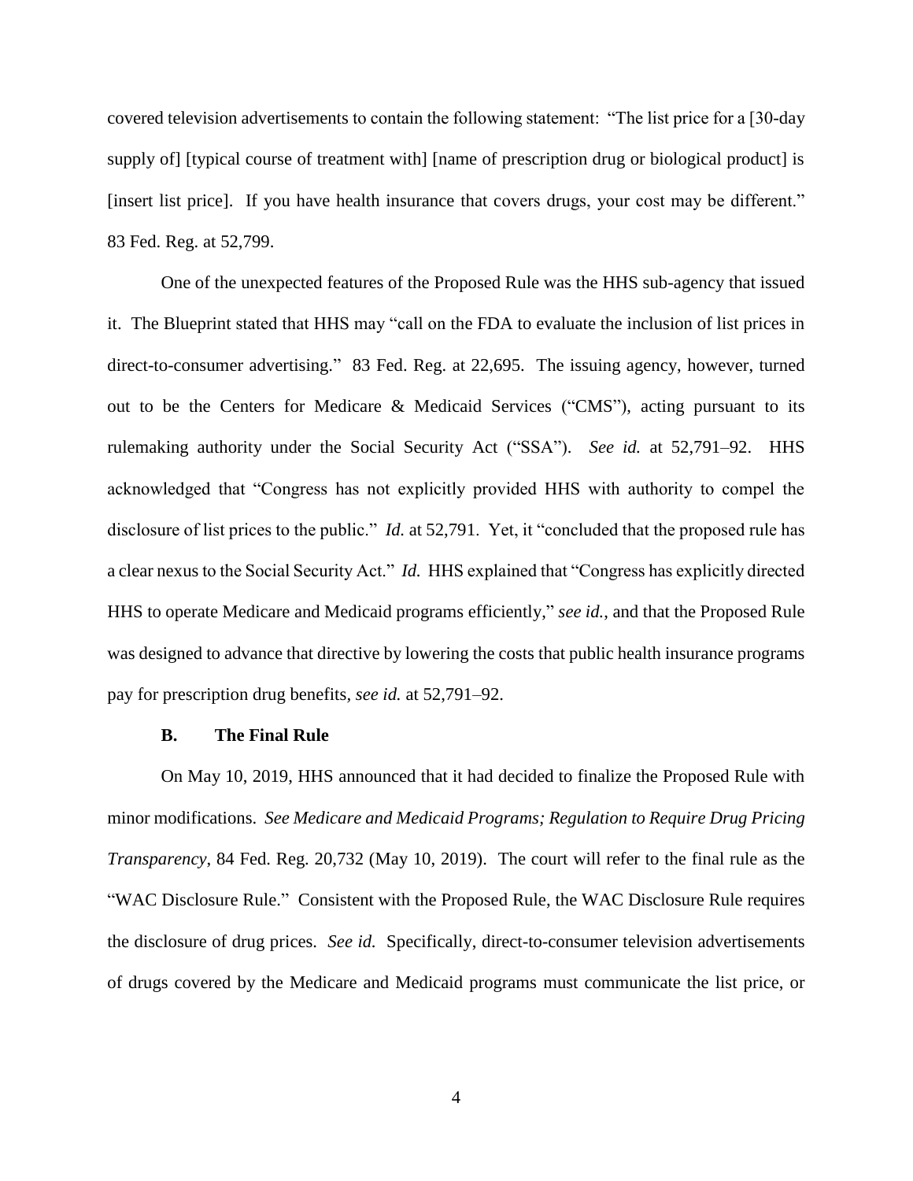covered television advertisements to contain the following statement: "The list price for a [30-day supply of] [typical course of treatment with] [name of prescription drug or biological product] is [insert list price]. If you have health insurance that covers drugs, your cost may be different." 83 Fed. Reg. at 52,799.

One of the unexpected features of the Proposed Rule was the HHS sub-agency that issued it. The Blueprint stated that HHS may "call on the FDA to evaluate the inclusion of list prices in direct-to-consumer advertising." 83 Fed. Reg. at 22,695. The issuing agency, however, turned out to be the Centers for Medicare & Medicaid Services ("CMS"), acting pursuant to its rulemaking authority under the Social Security Act ("SSA"). *See id.* at 52,791–92. HHS acknowledged that "Congress has not explicitly provided HHS with authority to compel the disclosure of list prices to the public." *Id.* at 52,791. Yet, it "concluded that the proposed rule has a clear nexus to the Social Security Act." *Id.* HHS explained that "Congress has explicitly directed HHS to operate Medicare and Medicaid programs efficiently," *see id.*, and that the Proposed Rule was designed to advance that directive by lowering the costs that public health insurance programs pay for prescription drug benefits, *see id.* at 52,791–92.

### B. The Final Rule

On May 10, 2019, HHS announced that it had decided to finalize the Proposed Rule with minor modifications. *See Medicare and Medicaid Programs; Regulation to Require Drug Pricing Transparency*, 84 Fed. Reg. 20,732 (May 10, 2019). The court will refer to the final rule as the "WAC Disclosure Rule." Consistent with the Proposed Rule, the WAC Disclosure Rule requires the disclosure of drug prices. *See id.* Specifically, direct-to-consumer television advertisements of drugs covered by the Medicare and Medicaid programs must communicate the list price, or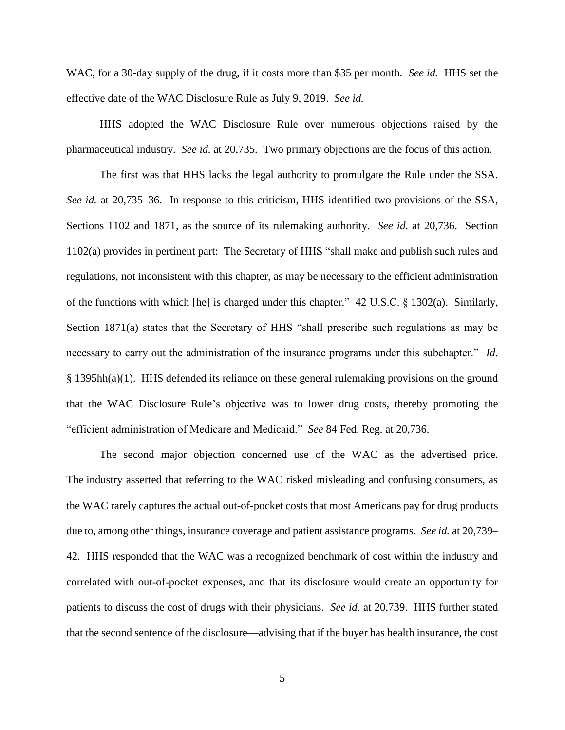WAC, for a 30-day supply of the drug, if it costs more than $35 per month. *See id.* HHS set the effective date of the WAC Disclosure Rule as July 9, 2019. *See id.*

HHS adopted the WAC Disclosure Rule over numerous objections raised by the pharmaceutical industry. *See id.* at 20,735. Two primary objections are the focus of this action.

The first was that HHS lacks the legal authority to promulgate the Rule under the SSA. *See id.* at 20,735–36. In response to this criticism, HHS identified two provisions of the SSA, Sections 1102 and 1871, as the source of its rulemaking authority. *See id.* at 20,736. Section 1102(a) provides in pertinent part: The Secretary of HHS "shall make and publish such rules and regulations, not inconsistent with this chapter, as may be necessary to the efficient administration of the functions with which [he] is charged under this chapter." 42 U.S.C. § 1302(a). Similarly, Section 1871(a) states that the Secretary of HHS "shall prescribe such regulations as may be necessary to carry out the administration of the insurance programs under this subchapter." *Id.* § 1395hh(a)(1). HHS defended its reliance on these general rulemaking provisions on the ground that the WAC Disclosure Rule's objective was to lower drug costs, thereby promoting the "efficient administration of Medicare and Medicaid." *See* 84 Fed. Reg. at 20,736.

The second major objection concerned use of the WAC as the advertised price. The industry asserted that referring to the WAC risked misleading and confusing consumers, as the WAC rarely captures the actual out-of-pocket costs that most Americans pay for drug products due to, among other things, insurance coverage and patient assistance programs. *See id.* at 20,739–42. HHS responded that the WAC was a recognized benchmark of cost within the industry and correlated with out-of-pocket expenses, and that its disclosure would create an opportunity for patients to discuss the cost of drugs with their physicians. *See id.* at 20,739. HHS further stated that the second sentence of the disclosure—advising that if the buyer has health insurance, the cost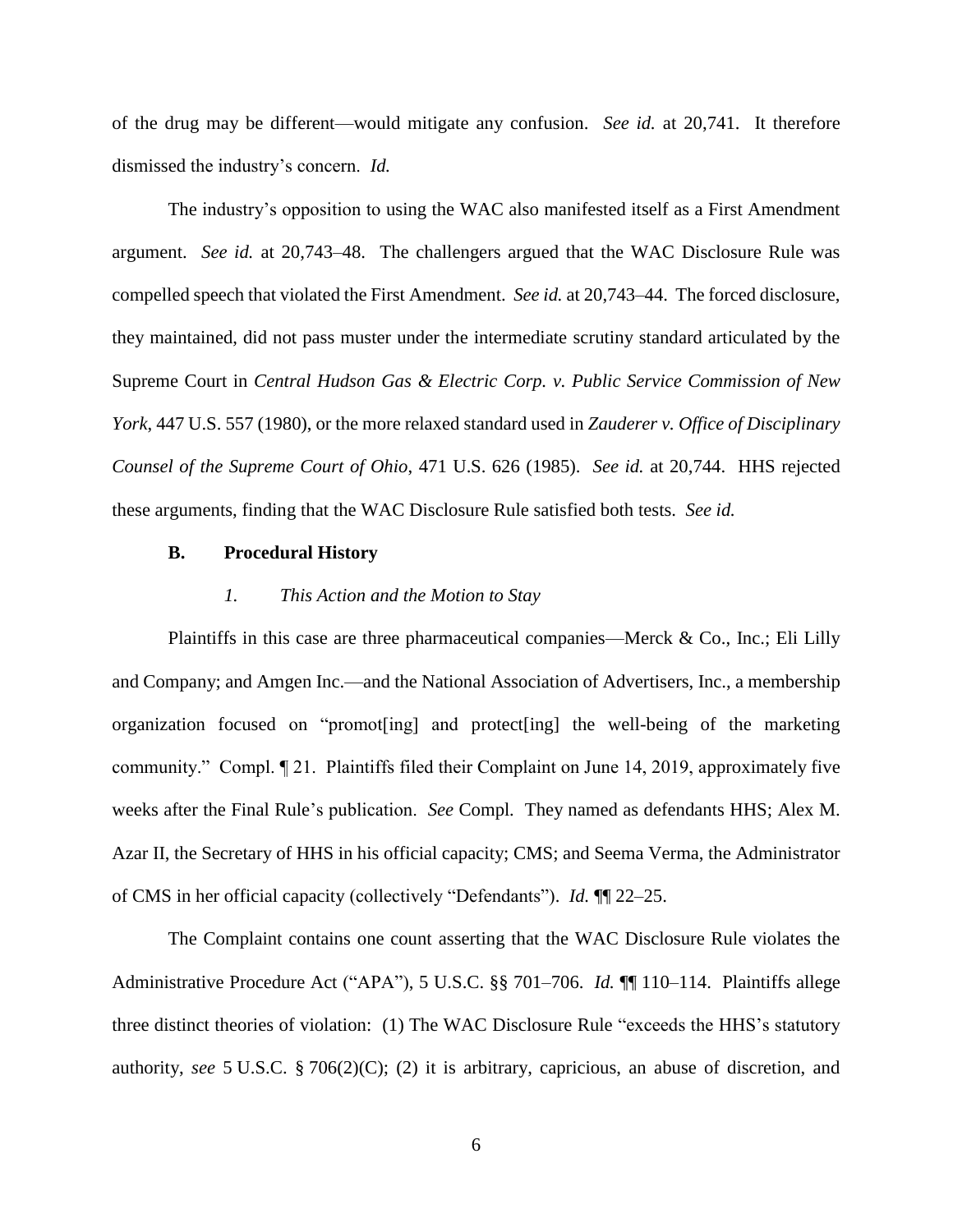of the drug may be different—would mitigate any confusion. *See id.* at 20,741. It therefore dismissed the industry's concern. *Id.*

The industry's opposition to using the WAC also manifested itself as a First Amendment argument. *See id.* at 20,743–48. The challengers argued that the WAC Disclosure Rule was compelled speech that violated the First Amendment. *See id.* at 20,743–44. The forced disclosure, they maintained, did not pass muster under the intermediate scrutiny standard articulated by the Supreme Court in *Central Hudson Gas & Electric Corp. v. Public Service Commission of New York*, 447 U.S. 557 (1980), or the more relaxed standard used in *Zauderer v. Office of Disciplinary Counsel of the Supreme Court of Ohio*, 471 U.S. 626 (1985). *See id.* at 20,744. HHS rejected these arguments, finding that the WAC Disclosure Rule satisfied both tests. *See id.*

### B. Procedural History

#### *1. This Action and the Motion to Stay*

Plaintiffs in this case are three pharmaceutical companies—Merck & Co., Inc.; Eli Lilly and Company; and Amgen Inc.—and the National Association of Advertisers, Inc., a membership organization focused on "promot[ing] and protect[ing] the well-being of the marketing community." Compl. ¶ 21. Plaintiffs filed their Complaint on June 14, 2019, approximately five weeks after the Final Rule's publication. *See* Compl. They named as defendants HHS; Alex M. Azar II, the Secretary of HHS in his official capacity; CMS; and Seema Verma, the Administrator of CMS in her official capacity (collectively "Defendants"). *Id.* ¶¶ 22–25.

The Complaint contains one count asserting that the WAC Disclosure Rule violates the Administrative Procedure Act ("APA"), 5 U.S.C. §§ 701–706. *Id.* ¶¶ 110–114. Plaintiffs allege three distinct theories of violation: (1) The WAC Disclosure Rule "exceeds the HHS's statutory authority, *see* 5 U.S.C. § 706(2)(C); (2) it is arbitrary, capricious, an abuse of discretion, and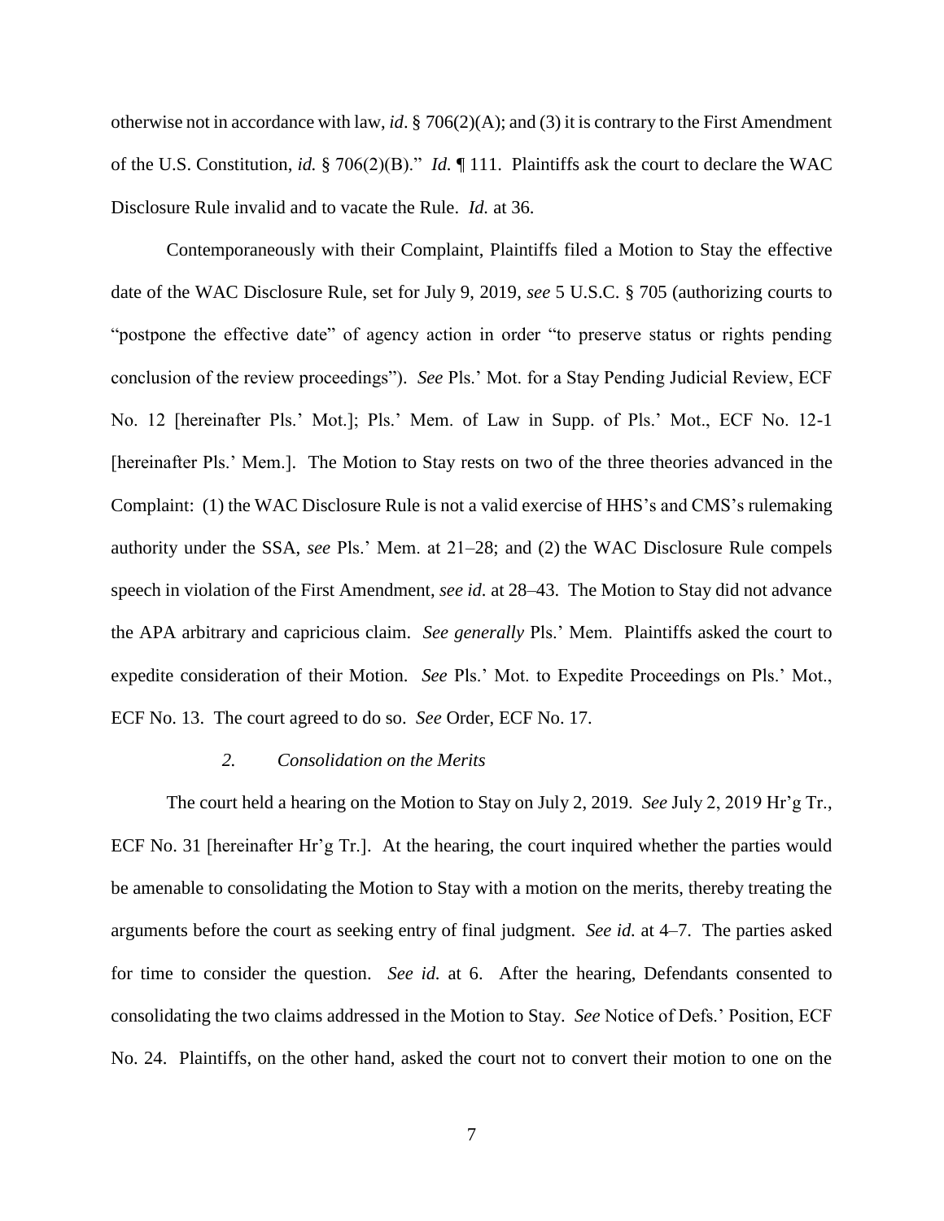otherwise not in accordance with law, *id*. § 706(2)(A); and (3) it is contrary to the First Amendment of the U.S. Constitution, *id.* § 706(2)(B)." *Id.* ¶ 111. Plaintiffs ask the court to declare the WAC Disclosure Rule invalid and to vacate the Rule. *Id.* at 36.

Contemporaneously with their Complaint, Plaintiffs filed a Motion to Stay the effective date of the WAC Disclosure Rule, set for July 9, 2019, *see* 5 U.S.C. § 705 (authorizing courts to "postpone the effective date" of agency action in order "to preserve status or rights pending conclusion of the review proceedings"). *See* Pls.' Mot. for a Stay Pending Judicial Review, ECF No. 12 [hereinafter Pls.' Mot.]; Pls.' Mem. of Law in Supp. of Pls.' Mot., ECF No. 12-1 [hereinafter Pls.' Mem.]. The Motion to Stay rests on two of the three theories advanced in the Complaint: (1) the WAC Disclosure Rule is not a valid exercise of HHS's and CMS's rulemaking authority under the SSA, *see* Pls.' Mem. at 21–28; and (2) the WAC Disclosure Rule compels speech in violation of the First Amendment, *see id.* at 28–43. The Motion to Stay did not advance the APA arbitrary and capricious claim. *See generally* Pls.' Mem. Plaintiffs asked the court to expedite consideration of their Motion. *See* Pls.' Mot. to Expedite Proceedings on Pls.' Mot., ECF No. 13. The court agreed to do so. *See* Order, ECF No. 17.

### *2. Consolidation on the Merits*

The court held a hearing on the Motion to Stay on July 2, 2019. *See* July 2, 2019 Hr'g Tr., ECF No. 31 [hereinafter Hr'g Tr.]. At the hearing, the court inquired whether the parties would be amenable to consolidating the Motion to Stay with a motion on the merits, thereby treating the arguments before the court as seeking entry of final judgment. *See id.* at 4–7. The parties asked for time to consider the question. *See id.* at 6. After the hearing, Defendants consented to consolidating the two claims addressed in the Motion to Stay. *See* Notice of Defs.' Position, ECF No. 24. Plaintiffs, on the other hand, asked the court not to convert their motion to one on the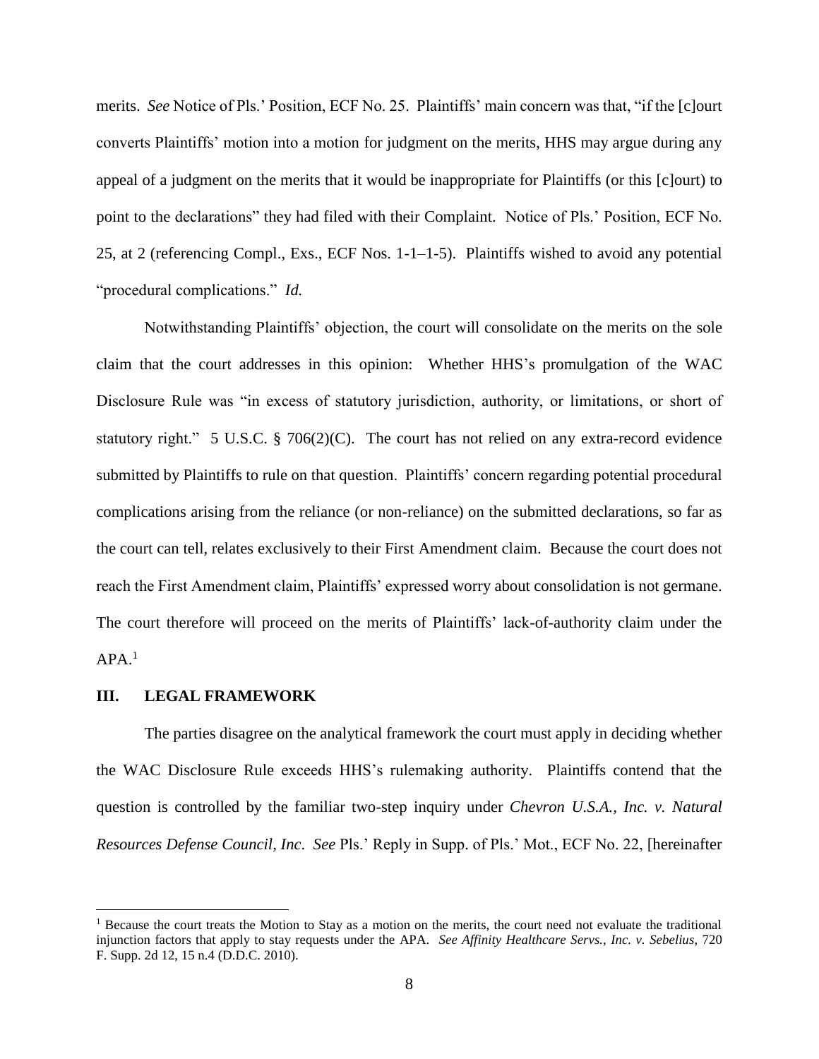merits. *See* Notice of Pls.' Position, ECF No. 25. Plaintiffs' main concern was that, "if the [c]ourt converts Plaintiffs' motion into a motion for judgment on the merits, HHS may argue during any appeal of a judgment on the merits that it would be inappropriate for Plaintiffs (or this [c]ourt) to point to the declarations" they had filed with their Complaint. Notice of Pls.' Position, ECF No. 25, at 2 (referencing Compl., Exs., ECF Nos. 1-1–1-5). Plaintiffs wished to avoid any potential "procedural complications." *Id.*

Notwithstanding Plaintiffs' objection, the court will consolidate on the merits on the sole claim that the court addresses in this opinion: Whether HHS's promulgation of the WAC Disclosure Rule was "in excess of statutory jurisdiction, authority, or limitations, or short of statutory right." 5 U.S.C. § 706(2)(C). The court has not relied on any extra-record evidence submitted by Plaintiffs to rule on that question. Plaintiffs' concern regarding potential procedural complications arising from the reliance (or non-reliance) on the submitted declarations, so far as the court can tell, relates exclusively to their First Amendment claim. Because the court does not reach the First Amendment claim, Plaintiffs' expressed worry about consolidation is not germane. The court therefore will proceed on the merits of Plaintiffs' lack-of-authority claim under the APA.[1]

## III. LEGAL FRAMEWORK

The parties disagree on the analytical framework the court must apply in deciding whether the WAC Disclosure Rule exceeds HHS's rulemaking authority. Plaintiffs contend that the question is controlled by the familiar two-step inquiry under *Chevron U.S.A., Inc. v. Natural Resources Defense Council, Inc*. *See* Pls.' Reply in Supp. of Pls.' Mot., ECF No. 22, [hereinafter

[1] Because the court treats the Motion to Stay as a motion on the merits, the court need not evaluate the traditional injunction factors that apply to stay requests under the APA. *See Affinity Healthcare Servs., Inc. v. Sebelius*, 720 F. Supp. 2d 12, 15 n.4 (D.D.C. 2010).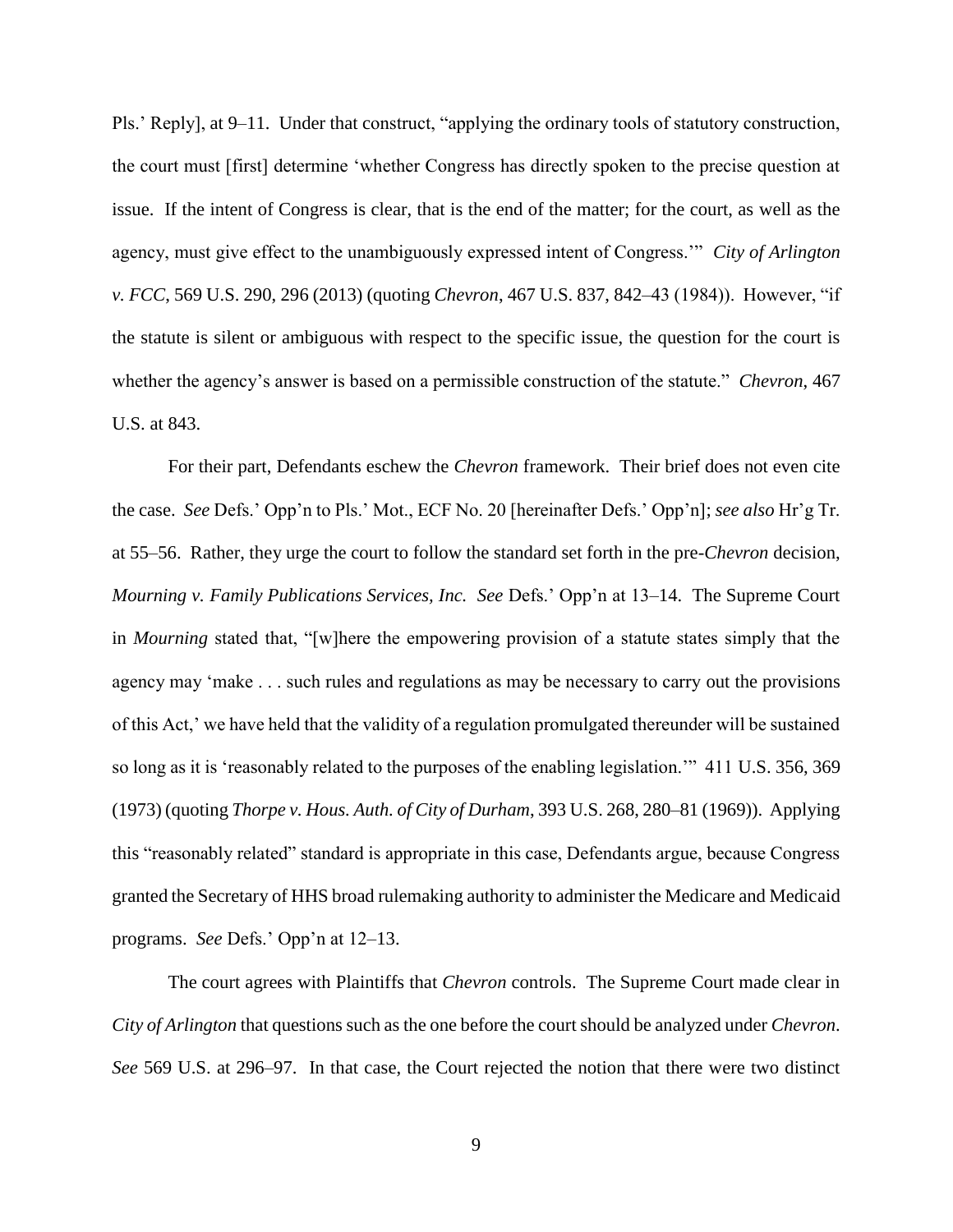Pls.' Reply], at 9–11. Under that construct, "applying the ordinary tools of statutory construction, the court must [first] determine 'whether Congress has directly spoken to the precise question at issue. If the intent of Congress is clear, that is the end of the matter; for the court, as well as the agency, must give effect to the unambiguously expressed intent of Congress.'" *City of Arlington v. FCC*, 569 U.S. 290, 296 (2013) (quoting *Chevron*, 467 U.S. 837, 842–43 (1984)). However, "if the statute is silent or ambiguous with respect to the specific issue, the question for the court is whether the agency's answer is based on a permissible construction of the statute." *Chevron*, 467 U.S. at 843.

For their part, Defendants eschew the *Chevron* framework. Their brief does not even cite the case. *See* Defs.' Opp'n to Pls.' Mot., ECF No. 20 [hereinafter Defs.' Opp'n]; *see also* Hr'g Tr. at 55–56. Rather, they urge the court to follow the standard set forth in the pre-*Chevron* decision, *Mourning v. Family Publications Services, Inc.* *See* Defs.' Opp'n at 13–14. The Supreme Court in *Mourning* stated that, "[w]here the empowering provision of a statute states simply that the agency may 'make . . . such rules and regulations as may be necessary to carry out the provisions of this Act,' we have held that the validity of a regulation promulgated thereunder will be sustained so long as it is 'reasonably related to the purposes of the enabling legislation.'" 411 U.S. 356, 369 (1973) (quoting *Thorpe v. Hous. Auth. of City of Durham*, 393 U.S. 268, 280–81 (1969)). Applying this "reasonably related" standard is appropriate in this case, Defendants argue, because Congress granted the Secretary of HHS broad rulemaking authority to administer the Medicare and Medicaid programs. *See* Defs.' Opp'n at 12–13.

The court agrees with Plaintiffs that *Chevron* controls. The Supreme Court made clear in *City of Arlington* that questions such as the one before the court should be analyzed under *Chevron*. *See* 569 U.S. at 296–97. In that case, the Court rejected the notion that there were two distinct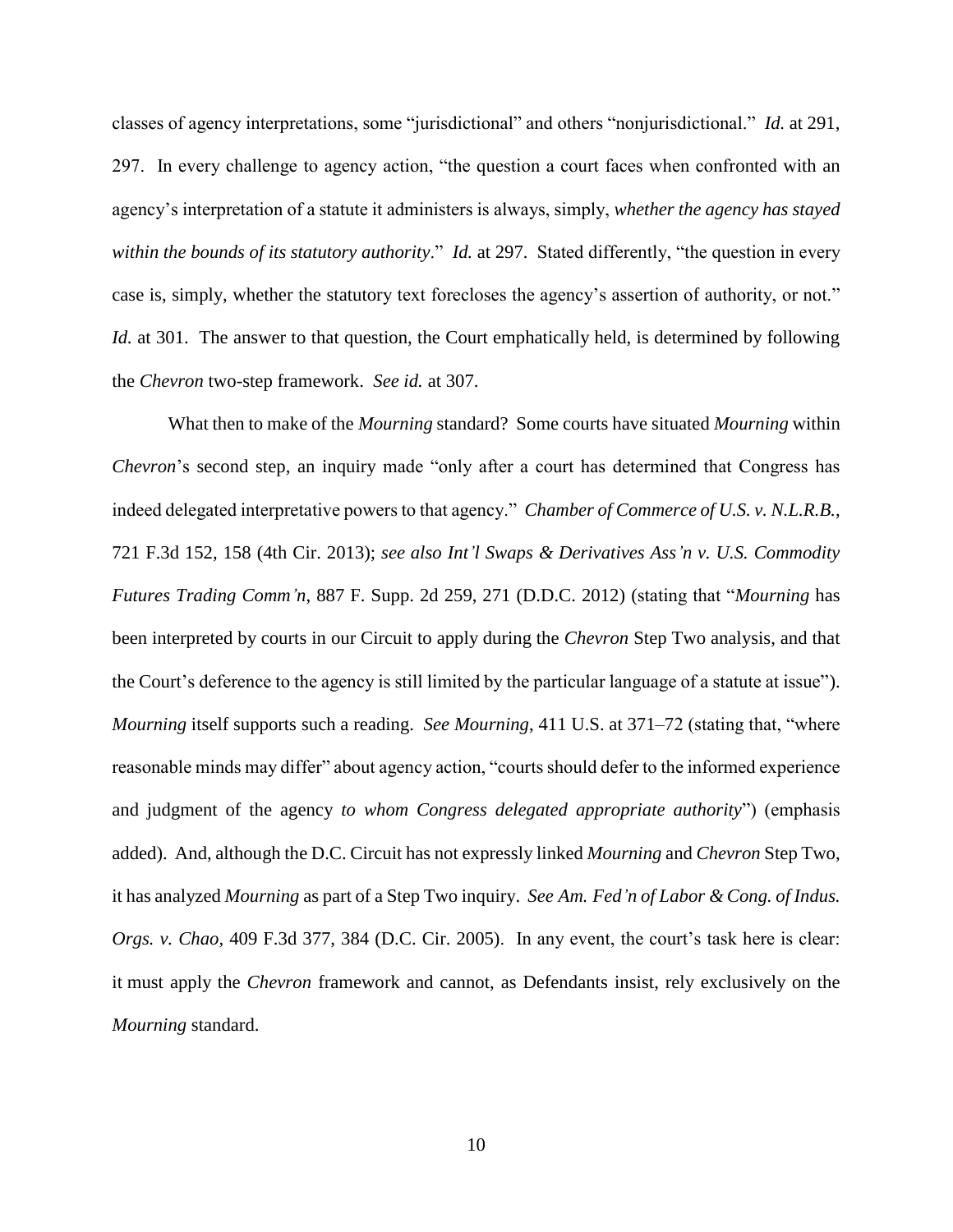classes of agency interpretations, some "jurisdictional" and others "nonjurisdictional." *Id.* at 291, 297. In every challenge to agency action, "the question a court faces when confronted with an agency's interpretation of a statute it administers is always, simply, *whether the agency has stayed within the bounds of its statutory authority*." *Id.* at 297. Stated differently, "the question in every case is, simply, whether the statutory text forecloses the agency's assertion of authority, or not." *Id.* at 301. The answer to that question, the Court emphatically held, is determined by following the *Chevron* two-step framework. *See id.* at 307.

What then to make of the *Mourning* standard? Some courts have situated *Mourning* within *Chevron*'s second step, an inquiry made "only after a court has determined that Congress has indeed delegated interpretative powers to that agency." *Chamber of Commerce of U.S. v. N.L.R.B.*, 721 F.3d 152, 158 (4th Cir. 2013); *see also Int'l Swaps & Derivatives Ass'n v. U.S. Commodity Futures Trading Comm'n*, 887 F. Supp. 2d 259, 271 (D.D.C. 2012) (stating that "*Mourning* has been interpreted by courts in our Circuit to apply during the *Chevron* Step Two analysis, and that the Court's deference to the agency is still limited by the particular language of a statute at issue"). *Mourning* itself supports such a reading. *See Mourning*, 411 U.S. at 371–72 (stating that, "where reasonable minds may differ" about agency action, "courts should defer to the informed experience and judgment of the agency *to whom Congress delegated appropriate authority*") (emphasis added). And, although the D.C. Circuit has not expressly linked *Mourning* and *Chevron* Step Two, it has analyzed *Mourning* as part of a Step Two inquiry. *See Am. Fed'n of Labor & Cong. of Indus. Orgs. v. Chao*, 409 F.3d 377, 384 (D.C. Cir. 2005). In any event, the court's task here is clear: it must apply the *Chevron* framework and cannot, as Defendants insist, rely exclusively on the *Mourning* standard.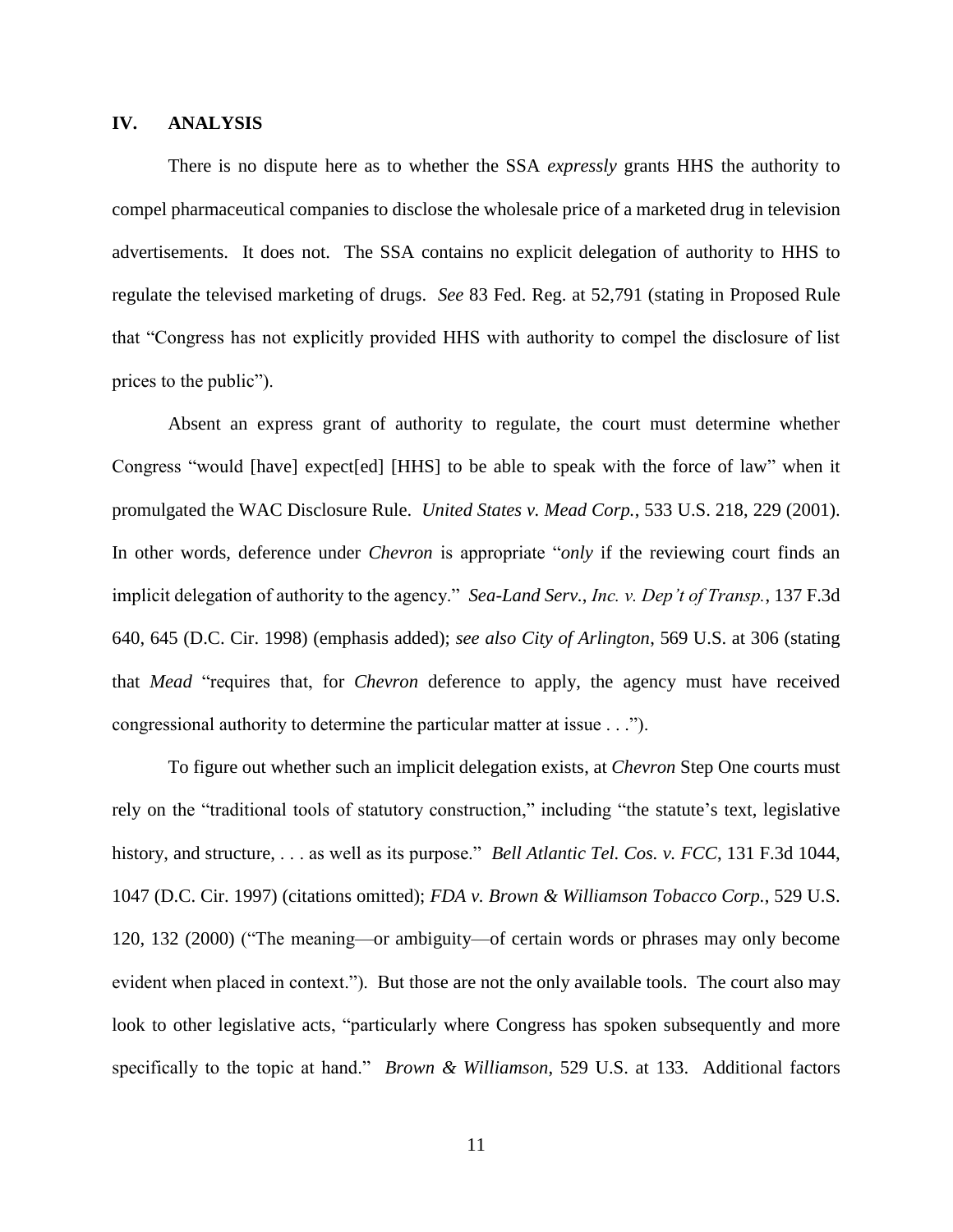## IV. ANALYSIS

There is no dispute here as to whether the SSA *expressly* grants HHS the authority to compel pharmaceutical companies to disclose the wholesale price of a marketed drug in television advertisements. It does not. The SSA contains no explicit delegation of authority to HHS to regulate the televised marketing of drugs. *See* 83 Fed. Reg. at 52,791 (stating in Proposed Rule that "Congress has not explicitly provided HHS with authority to compel the disclosure of list prices to the public").

Absent an express grant of authority to regulate, the court must determine whether Congress "would [have] expect[ed] [HHS] to be able to speak with the force of law" when it promulgated the WAC Disclosure Rule. *United States v. Mead Corp.*, 533 U.S. 218, 229 (2001). In other words, deference under *Chevron* is appropriate "*only* if the reviewing court finds an implicit delegation of authority to the agency." *Sea-Land Serv., Inc. v. Dep't of Transp.*, 137 F.3d 640, 645 (D.C. Cir. 1998) (emphasis added); *see also City of Arlington*, 569 U.S. at 306 (stating that *Mead* "requires that, for *Chevron* deference to apply, the agency must have received congressional authority to determine the particular matter at issue . . .").

To figure out whether such an implicit delegation exists, at *Chevron* Step One courts must rely on the "traditional tools of statutory construction," including "the statute's text, legislative history, and structure, . . . as well as its purpose." *Bell Atlantic Tel. Cos. v. FCC*, 131 F.3d 1044, 1047 (D.C. Cir. 1997) (citations omitted); *FDA v. Brown & Williamson Tobacco Corp.*, 529 U.S. 120, 132 (2000) ("The meaning—or ambiguity—of certain words or phrases may only become evident when placed in context."). But those are not the only available tools. The court also may look to other legislative acts, "particularly where Congress has spoken subsequently and more specifically to the topic at hand." *Brown & Williamson*, 529 U.S. at 133. Additional factors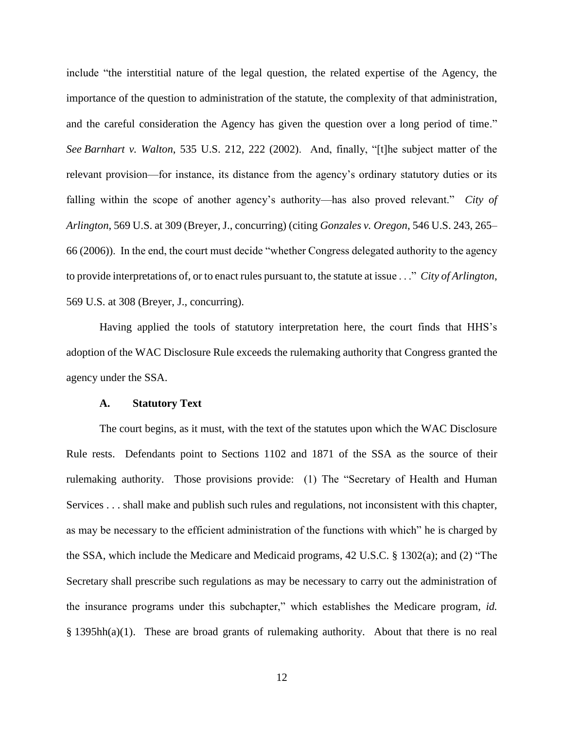include "the interstitial nature of the legal question, the related expertise of the Agency, the importance of the question to administration of the statute, the complexity of that administration, and the careful consideration the Agency has given the question over a long period of time." *See Barnhart v. Walton*, 535 U.S. 212, 222 (2002). And, finally, "[t]he subject matter of the relevant provision—for instance, its distance from the agency's ordinary statutory duties or its falling within the scope of another agency's authority—has also proved relevant." *City of Arlington*, 569 U.S. at 309 (Breyer, J., concurring) (citing *Gonzales v. Oregon*, 546 U.S. 243, 265–66 (2006)). In the end, the court must decide "whether Congress delegated authority to the agency to provide interpretations of, or to enact rules pursuant to, the statute at issue . . ." *City of Arlington*, 569 U.S. at 308 (Breyer, J., concurring).

Having applied the tools of statutory interpretation here, the court finds that HHS's adoption of the WAC Disclosure Rule exceeds the rulemaking authority that Congress granted the agency under the SSA.

### A. Statutory Text

The court begins, as it must, with the text of the statutes upon which the WAC Disclosure Rule rests. Defendants point to Sections 1102 and 1871 of the SSA as the source of their rulemaking authority. Those provisions provide: (1) The "Secretary of Health and Human Services . . . shall make and publish such rules and regulations, not inconsistent with this chapter, as may be necessary to the efficient administration of the functions with which" he is charged by the SSA, which include the Medicare and Medicaid programs, 42 U.S.C. § 1302(a); and (2) "The Secretary shall prescribe such regulations as may be necessary to carry out the administration of the insurance programs under this subchapter," which establishes the Medicare program, *id.* § 1395hh(a)(1). These are broad grants of rulemaking authority. About that there is no real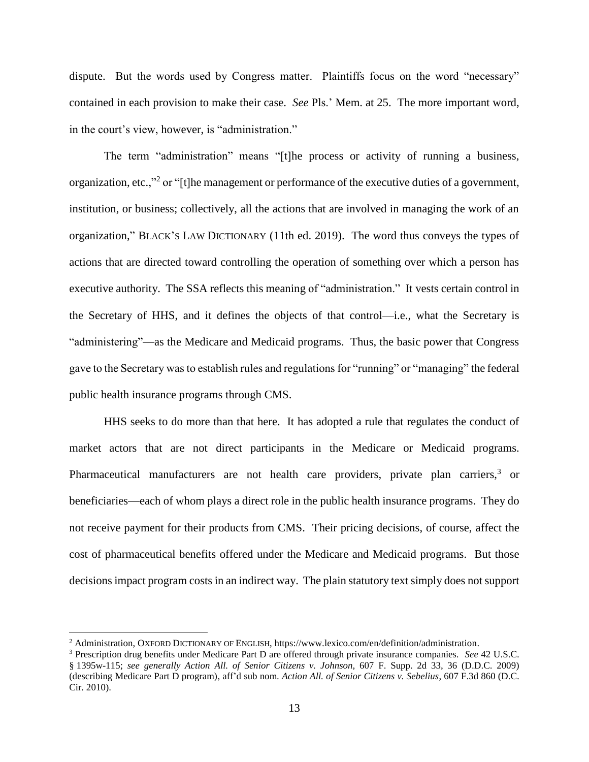dispute. But the words used by Congress matter. Plaintiffs focus on the word "necessary" contained in each provision to make their case. *See* Pls.' Mem. at 25. The more important word, in the court's view, however, is "administration."

The term "administration" means "[t]he process or activity of running a business, organization, etc.,"[2] or "[t]he management or performance of the executive duties of a government, institution, or business; collectively, all the actions that are involved in managing the work of an organization," BLACK'S LAW DICTIONARY (11th ed. 2019). The word thus conveys the types of actions that are directed toward controlling the operation of something over which a person has executive authority. The SSA reflects this meaning of "administration." It vests certain control in the Secretary of HHS, and it defines the objects of that control—i.e., what the Secretary is "administering"—as the Medicare and Medicaid programs. Thus, the basic power that Congress gave to the Secretary was to establish rules and regulations for "running" or "managing" the federal public health insurance programs through CMS.

HHS seeks to do more than that here. It has adopted a rule that regulates the conduct of market actors that are not direct participants in the Medicare or Medicaid programs. Pharmaceutical manufacturers are not health care providers, private plan carriers,[3] or beneficiaries—each of whom plays a direct role in the public health insurance programs. They do not receive payment for their products from CMS. Their pricing decisions, of course, affect the cost of pharmaceutical benefits offered under the Medicare and Medicaid programs. But those decisions impact program costs in an indirect way. The plain statutory text simply does not support

---

[2] Administration, OXFORD DICTIONARY OF ENGLISH, https://www.lexico.com/en/definition/administration.

[3] Prescription drug benefits under Medicare Part D are offered through private insurance companies. *See* 42 U.S.C. § 1395w-115; *see generally Action All. of Senior Citizens v. Johnson*, 607 F. Supp. 2d 33, 36 (D.D.C. 2009) (describing Medicare Part D program), aff'd sub nom. *Action All. of Senior Citizens v. Sebelius*, 607 F.3d 860 (D.C. Cir. 2010).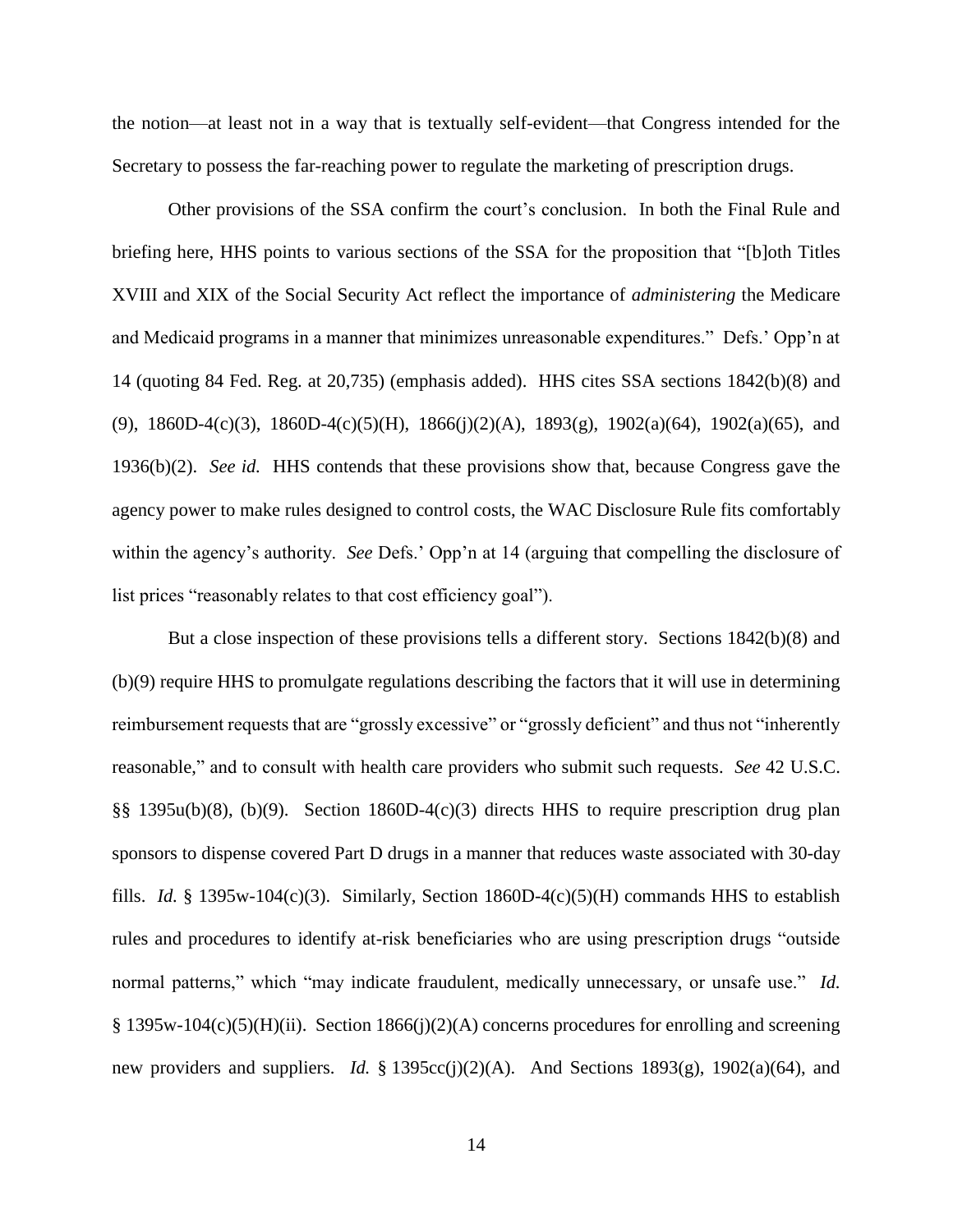the notion—at least not in a way that is textually self-evident—that Congress intended for the Secretary to possess the far-reaching power to regulate the marketing of prescription drugs.

Other provisions of the SSA confirm the court's conclusion. In both the Final Rule and briefing here, HHS points to various sections of the SSA for the proposition that "[b]oth Titles XVIII and XIX of the Social Security Act reflect the importance of *administering* the Medicare and Medicaid programs in a manner that minimizes unreasonable expenditures." Defs.' Opp'n at 14 (quoting 84 Fed. Reg. at 20,735) (emphasis added). HHS cites SSA sections 1842(b)(8) and (9), 1860D-4(c)(3), 1860D-4(c)(5)(H), 1866(j)(2)(A), 1893(g), 1902(a)(64), 1902(a)(65), and 1936(b)(2). *See id.* HHS contends that these provisions show that, because Congress gave the agency power to make rules designed to control costs, the WAC Disclosure Rule fits comfortably within the agency's authority. *See* Defs.' Opp'n at 14 (arguing that compelling the disclosure of list prices "reasonably relates to that cost efficiency goal").

But a close inspection of these provisions tells a different story. Sections 1842(b)(8) and (b)(9) require HHS to promulgate regulations describing the factors that it will use in determining reimbursement requests that are "grossly excessive" or "grossly deficient" and thus not "inherently reasonable," and to consult with health care providers who submit such requests. *See* 42 U.S.C. §§ 1395u(b)(8), (b)(9). Section 1860D-4(c)(3) directs HHS to require prescription drug plan sponsors to dispense covered Part D drugs in a manner that reduces waste associated with 30-day fills. *Id.* § 1395w-104(c)(3). Similarly, Section 1860D-4(c)(5)(H) commands HHS to establish rules and procedures to identify at-risk beneficiaries who are using prescription drugs "outside normal patterns," which "may indicate fraudulent, medically unnecessary, or unsafe use." *Id.* § 1395w-104(c)(5)(H)(ii). Section 1866(j)(2)(A) concerns procedures for enrolling and screening new providers and suppliers. *Id.* § 1395cc(j)(2)(A). And Sections 1893(g), 1902(a)(64), and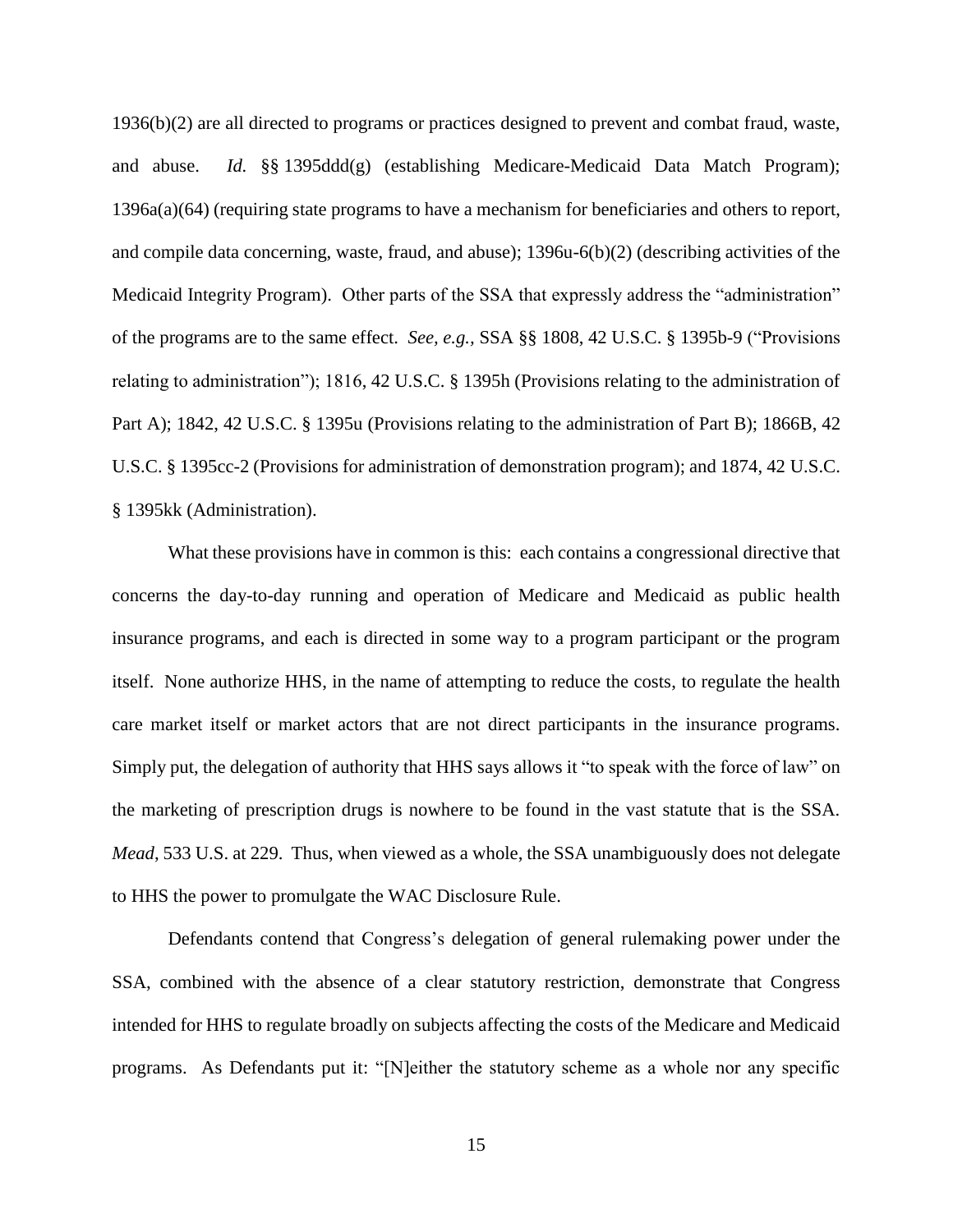1936(b)(2) are all directed to programs or practices designed to prevent and combat fraud, waste, and abuse. *Id.* §§ 1395ddd(g) (establishing Medicare-Medicaid Data Match Program); 1396a(a)(64) (requiring state programs to have a mechanism for beneficiaries and others to report, and compile data concerning, waste, fraud, and abuse); 1396u-6(b)(2) (describing activities of the Medicaid Integrity Program). Other parts of the SSA that expressly address the "administration" of the programs are to the same effect. *See, e.g.,* SSA §§ 1808, 42 U.S.C. § 1395b-9 ("Provisions relating to administration"); 1816, 42 U.S.C. § 1395h (Provisions relating to the administration of Part A); 1842, 42 U.S.C. § 1395u (Provisions relating to the administration of Part B); 1866B, 42 U.S.C. § 1395cc-2 (Provisions for administration of demonstration program); and 1874, 42 U.S.C. § 1395kk (Administration).

What these provisions have in common is this: each contains a congressional directive that concerns the day-to-day running and operation of Medicare and Medicaid as public health insurance programs, and each is directed in some way to a program participant or the program itself. None authorize HHS, in the name of attempting to reduce the costs, to regulate the health care market itself or market actors that are not direct participants in the insurance programs. Simply put, the delegation of authority that HHS says allows it "to speak with the force of law" on the marketing of prescription drugs is nowhere to be found in the vast statute that is the SSA. *Mead*, 533 U.S. at 229. Thus, when viewed as a whole, the SSA unambiguously does not delegate to HHS the power to promulgate the WAC Disclosure Rule.

Defendants contend that Congress's delegation of general rulemaking power under the SSA, combined with the absence of a clear statutory restriction, demonstrate that Congress intended for HHS to regulate broadly on subjects affecting the costs of the Medicare and Medicaid programs. As Defendants put it: "[N]either the statutory scheme as a whole nor any specific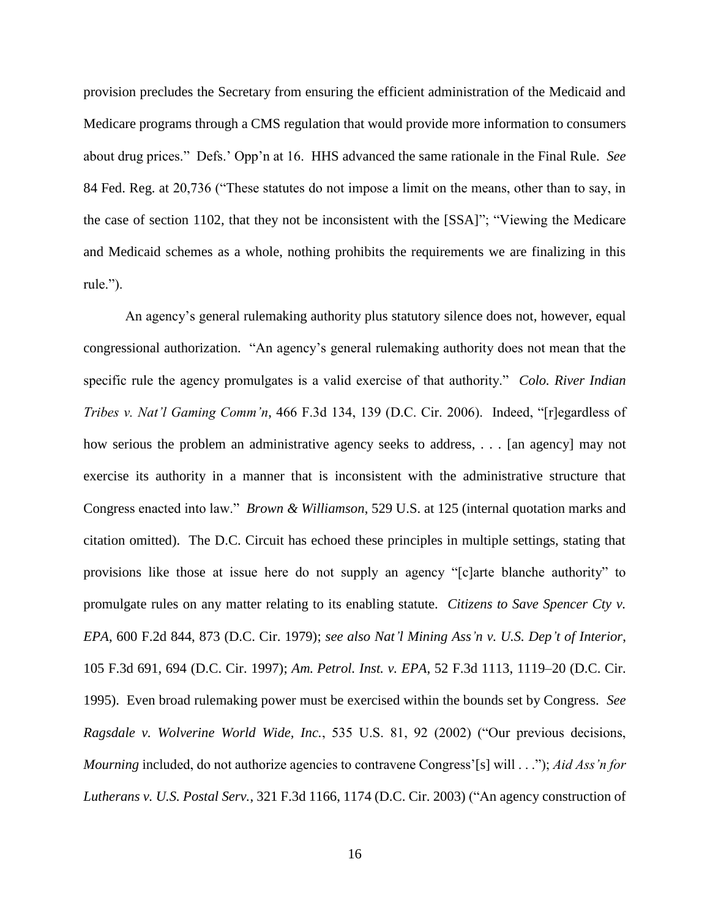provision precludes the Secretary from ensuring the efficient administration of the Medicaid and Medicare programs through a CMS regulation that would provide more information to consumers about drug prices." Defs.' Opp'n at 16. HHS advanced the same rationale in the Final Rule. *See* 84 Fed. Reg. at 20,736 ("These statutes do not impose a limit on the means, other than to say, in the case of section 1102, that they not be inconsistent with the [SSA]"; "Viewing the Medicare and Medicaid schemes as a whole, nothing prohibits the requirements we are finalizing in this rule.").

An agency's general rulemaking authority plus statutory silence does not, however, equal congressional authorization. "An agency's general rulemaking authority does not mean that the specific rule the agency promulgates is a valid exercise of that authority." *Colo. River Indian Tribes v. Nat'l Gaming Comm'n*, 466 F.3d 134, 139 (D.C. Cir. 2006). Indeed, "[r]egardless of how serious the problem an administrative agency seeks to address, . . . [an agency] may not exercise its authority in a manner that is inconsistent with the administrative structure that Congress enacted into law." *Brown & Williamson*, 529 U.S. at 125 (internal quotation marks and citation omitted). The D.C. Circuit has echoed these principles in multiple settings, stating that provisions like those at issue here do not supply an agency "[c]arte blanche authority" to promulgate rules on any matter relating to its enabling statute. *Citizens to Save Spencer Cty v. EPA*, 600 F.2d 844, 873 (D.C. Cir. 1979); *see also Nat'l Mining Ass'n v. U.S. Dep't of Interior*, 105 F.3d 691, 694 (D.C. Cir. 1997); *Am. Petrol. Inst. v. EPA*, 52 F.3d 1113, 1119–20 (D.C. Cir. 1995). Even broad rulemaking power must be exercised within the bounds set by Congress. *See Ragsdale v. Wolverine World Wide, Inc.*, 535 U.S. 81, 92 (2002) ("Our previous decisions, *Mourning* included, do not authorize agencies to contravene Congress'[s] will . . ."); *Aid Ass'n for Lutherans v. U.S. Postal Serv.*, 321 F.3d 1166, 1174 (D.C. Cir. 2003) ("An agency construction of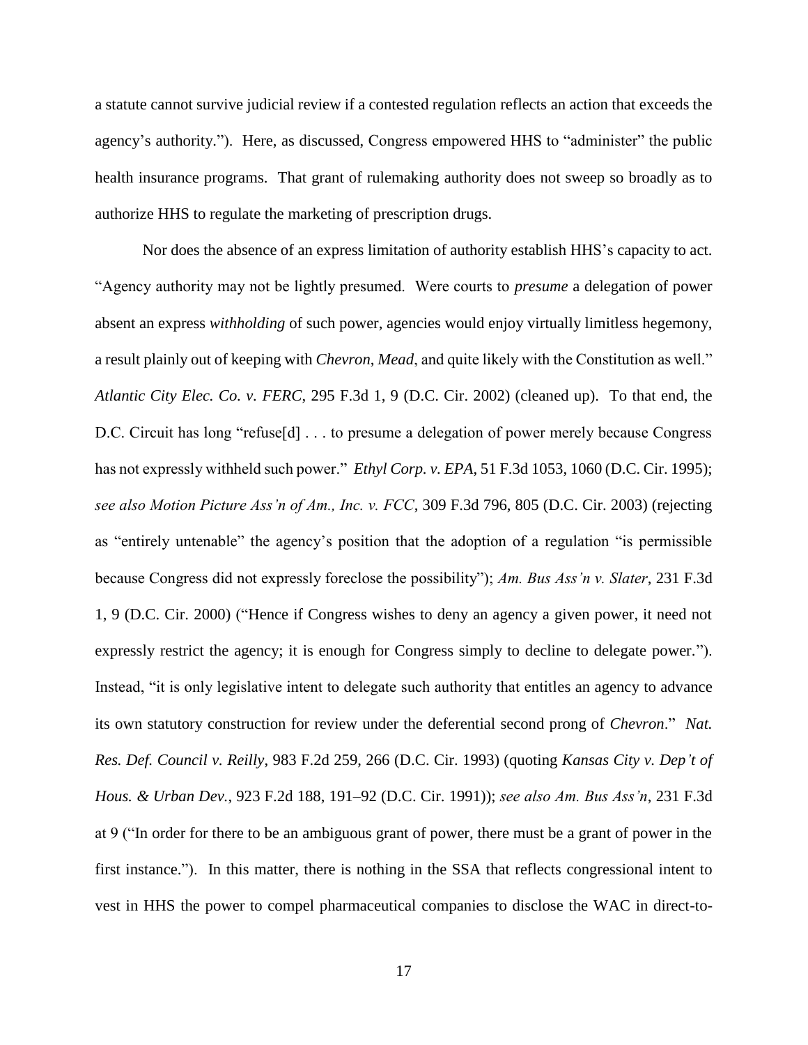a statute cannot survive judicial review if a contested regulation reflects an action that exceeds the agency's authority."). Here, as discussed, Congress empowered HHS to "administer" the public health insurance programs. That grant of rulemaking authority does not sweep so broadly as to authorize HHS to regulate the marketing of prescription drugs.

Nor does the absence of an express limitation of authority establish HHS's capacity to act. "Agency authority may not be lightly presumed. Were courts to *presume* a delegation of power absent an express *withholding* of such power, agencies would enjoy virtually limitless hegemony, a result plainly out of keeping with *Chevron*, *Mead*, and quite likely with the Constitution as well." *Atlantic City Elec. Co. v. FERC*, 295 F.3d 1, 9 (D.C. Cir. 2002) (cleaned up). To that end, the D.C. Circuit has long "refuse[d] . . . to presume a delegation of power merely because Congress has not expressly withheld such power." *Ethyl Corp. v. EPA*, 51 F.3d 1053, 1060 (D.C. Cir. 1995); *see also Motion Picture Ass'n of Am., Inc. v. FCC*, 309 F.3d 796, 805 (D.C. Cir. 2003) (rejecting as "entirely untenable" the agency's position that the adoption of a regulation "is permissible because Congress did not expressly foreclose the possibility"); *Am. Bus Ass'n v. Slater*, 231 F.3d 1, 9 (D.C. Cir. 2000) ("Hence if Congress wishes to deny an agency a given power, it need not expressly restrict the agency; it is enough for Congress simply to decline to delegate power."). Instead, "it is only legislative intent to delegate such authority that entitles an agency to advance its own statutory construction for review under the deferential second prong of *Chevron*." *Nat. Res. Def. Council v. Reilly*, 983 F.2d 259, 266 (D.C. Cir. 1993) (quoting *Kansas City v. Dep't of Hous. & Urban Dev.*, 923 F.2d 188, 191–92 (D.C. Cir. 1991)); *see also Am. Bus Ass'n*, 231 F.3d at 9 ("In order for there to be an ambiguous grant of power, there must be a grant of power in the first instance."). In this matter, there is nothing in the SSA that reflects congressional intent to vest in HHS the power to compel pharmaceutical companies to disclose the WAC in direct-to-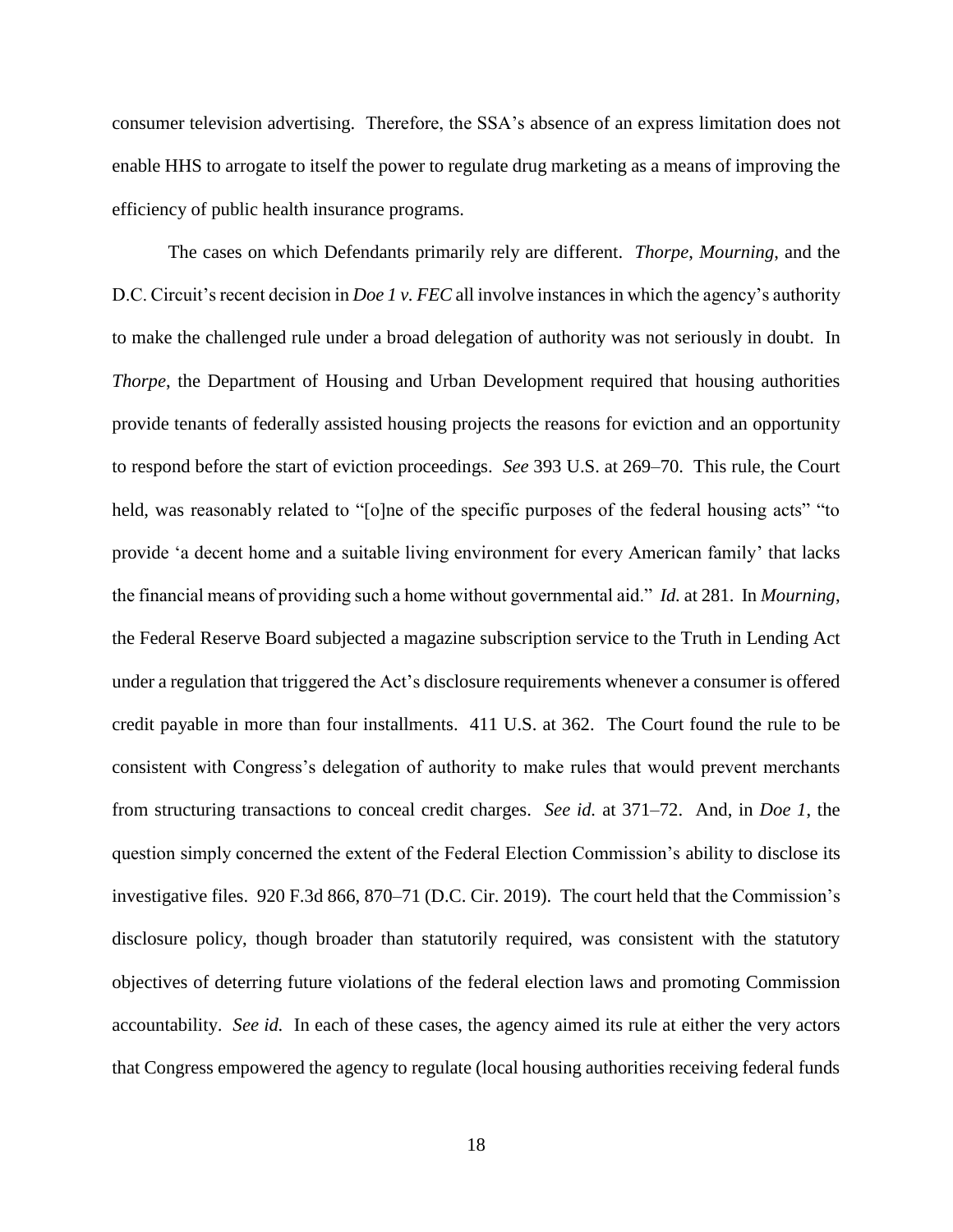consumer television advertising. Therefore, the SSA's absence of an express limitation does not enable HHS to arrogate to itself the power to regulate drug marketing as a means of improving the efficiency of public health insurance programs.

The cases on which Defendants primarily rely are different. *Thorpe*, *Mourning*, and the D.C. Circuit's recent decision in *Doe 1 v. FEC* all involve instances in which the agency's authority to make the challenged rule under a broad delegation of authority was not seriously in doubt. In *Thorpe*, the Department of Housing and Urban Development required that housing authorities provide tenants of federally assisted housing projects the reasons for eviction and an opportunity to respond before the start of eviction proceedings. *See* 393 U.S. at 269–70. This rule, the Court held, was reasonably related to "[o]ne of the specific purposes of the federal housing acts" "to provide 'a decent home and a suitable living environment for every American family' that lacks the financial means of providing such a home without governmental aid." *Id.* at 281. In *Mourning*, the Federal Reserve Board subjected a magazine subscription service to the Truth in Lending Act under a regulation that triggered the Act's disclosure requirements whenever a consumer is offered credit payable in more than four installments. 411 U.S. at 362. The Court found the rule to be consistent with Congress's delegation of authority to make rules that would prevent merchants from structuring transactions to conceal credit charges. *See id.* at 371–72. And, in *Doe 1*, the question simply concerned the extent of the Federal Election Commission's ability to disclose its investigative files. 920 F.3d 866, 870–71 (D.C. Cir. 2019). The court held that the Commission's disclosure policy, though broader than statutorily required, was consistent with the statutory objectives of deterring future violations of the federal election laws and promoting Commission accountability. *See id.* In each of these cases, the agency aimed its rule at either the very actors that Congress empowered the agency to regulate (local housing authorities receiving federal funds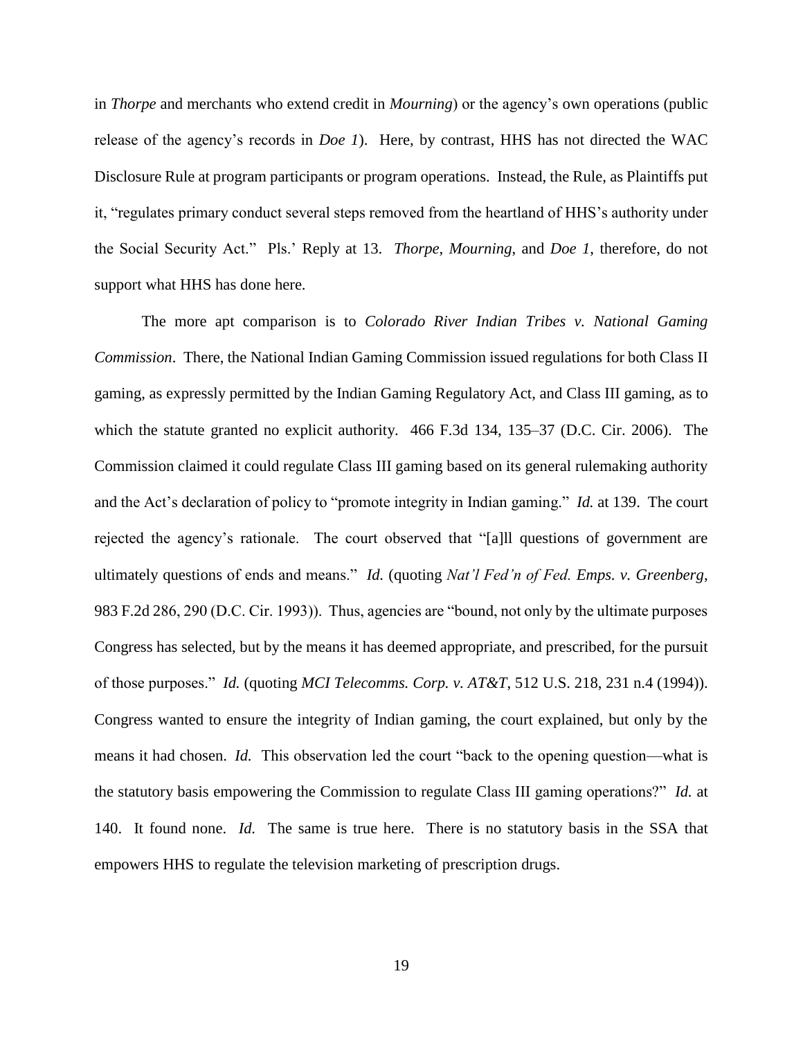in *Thorpe* and merchants who extend credit in *Mourning*) or the agency's own operations (public release of the agency's records in *Doe 1*). Here, by contrast, HHS has not directed the WAC Disclosure Rule at program participants or program operations. Instead, the Rule, as Plaintiffs put it, "regulates primary conduct several steps removed from the heartland of HHS's authority under the Social Security Act." Pls.' Reply at 13. *Thorpe*, *Mourning*, and *Doe 1*, therefore, do not support what HHS has done here.

The more apt comparison is to *Colorado River Indian Tribes v. National Gaming Commission*. There, the National Indian Gaming Commission issued regulations for both Class II gaming, as expressly permitted by the Indian Gaming Regulatory Act, and Class III gaming, as to which the statute granted no explicit authority. 466 F.3d 134, 135–37 (D.C. Cir. 2006). The Commission claimed it could regulate Class III gaming based on its general rulemaking authority and the Act's declaration of policy to "promote integrity in Indian gaming." *Id.* at 139. The court rejected the agency's rationale. The court observed that "[a]ll questions of government are ultimately questions of ends and means." *Id.* (quoting *Nat'l Fed'n of Fed. Emps. v. Greenberg*, 983 F.2d 286, 290 (D.C. Cir. 1993)). Thus, agencies are "bound, not only by the ultimate purposes Congress has selected, but by the means it has deemed appropriate, and prescribed, for the pursuit of those purposes." *Id.* (quoting *MCI Telecomms. Corp. v. AT&T*, 512 U.S. 218, 231 n.4 (1994)). Congress wanted to ensure the integrity of Indian gaming, the court explained, but only by the means it had chosen. *Id.* This observation led the court "back to the opening question—what is the statutory basis empowering the Commission to regulate Class III gaming operations?" *Id.* at 140. It found none. *Id.* The same is true here. There is no statutory basis in the SSA that empowers HHS to regulate the television marketing of prescription drugs.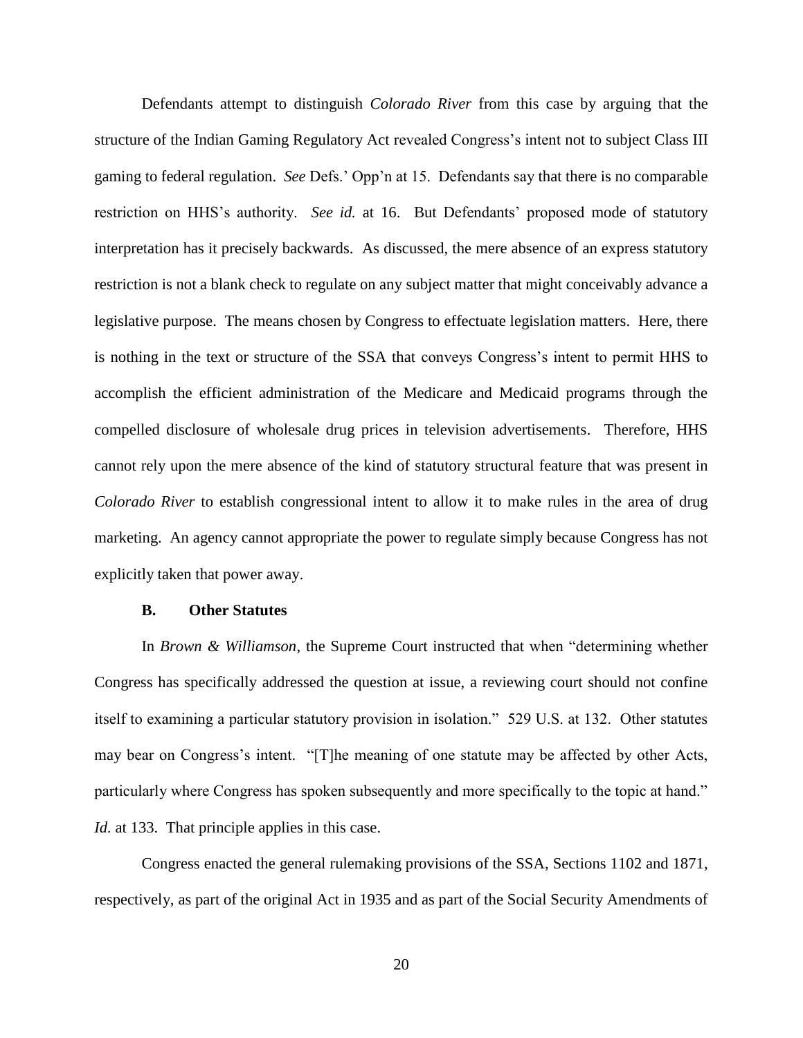Defendants attempt to distinguish *Colorado River* from this case by arguing that the structure of the Indian Gaming Regulatory Act revealed Congress's intent not to subject Class III gaming to federal regulation. *See* Defs.' Opp'n at 15. Defendants say that there is no comparable restriction on HHS's authority. *See id.* at 16. But Defendants' proposed mode of statutory interpretation has it precisely backwards. As discussed, the mere absence of an express statutory restriction is not a blank check to regulate on any subject matter that might conceivably advance a legislative purpose. The means chosen by Congress to effectuate legislation matters. Here, there is nothing in the text or structure of the SSA that conveys Congress's intent to permit HHS to accomplish the efficient administration of the Medicare and Medicaid programs through the compelled disclosure of wholesale drug prices in television advertisements. Therefore, HHS cannot rely upon the mere absence of the kind of statutory structural feature that was present in *Colorado River* to establish congressional intent to allow it to make rules in the area of drug marketing. An agency cannot appropriate the power to regulate simply because Congress has not explicitly taken that power away.

### B. Other Statutes

In *Brown & Williamson*, the Supreme Court instructed that when "determining whether Congress has specifically addressed the question at issue, a reviewing court should not confine itself to examining a particular statutory provision in isolation." 529 U.S. at 132. Other statutes may bear on Congress's intent. "[T]he meaning of one statute may be affected by other Acts, particularly where Congress has spoken subsequently and more specifically to the topic at hand." *Id.* at 133. That principle applies in this case.

Congress enacted the general rulemaking provisions of the SSA, Sections 1102 and 1871, respectively, as part of the original Act in 1935 and as part of the Social Security Amendments of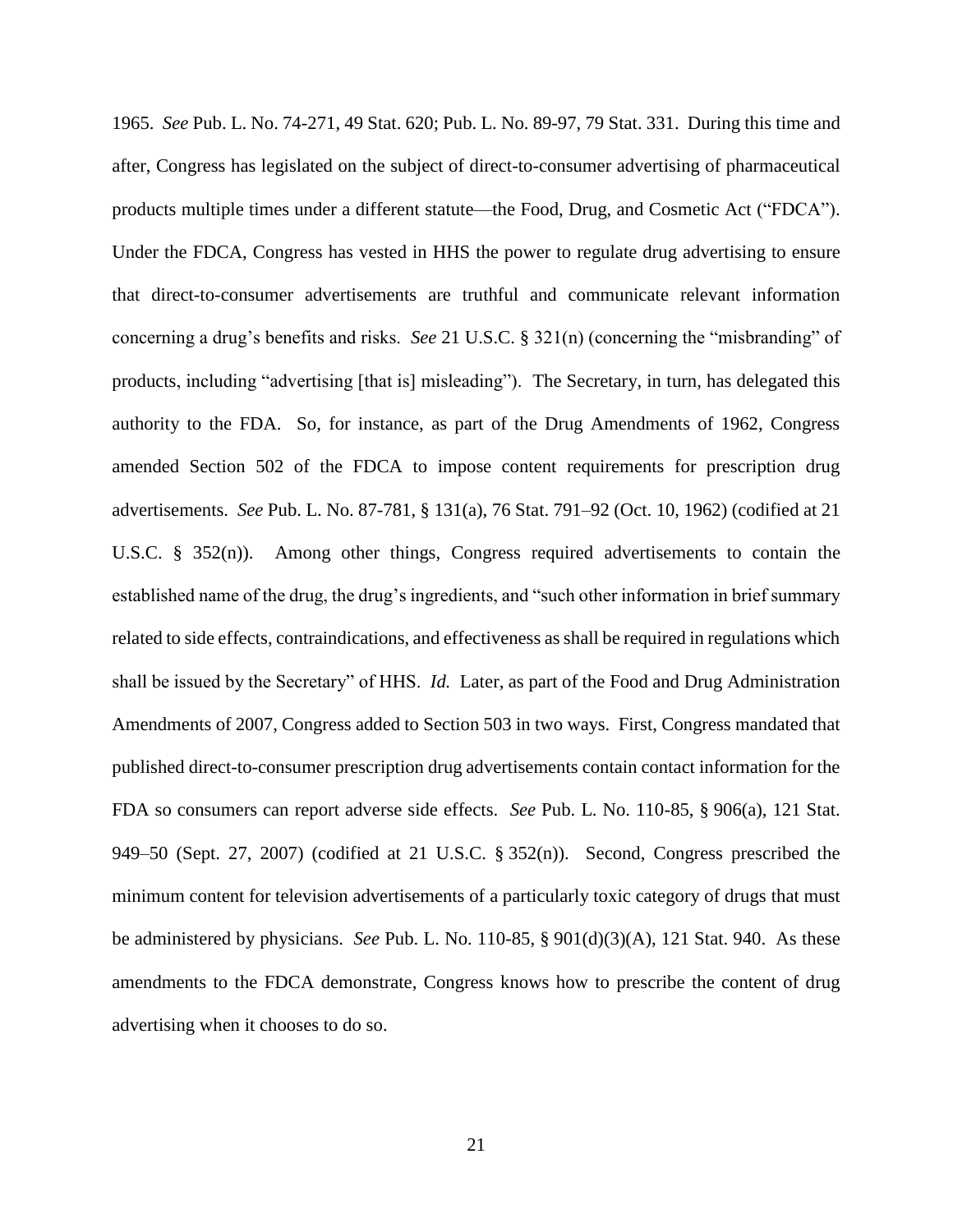1965. *See* Pub. L. No. 74-271, 49 Stat. 620; Pub. L. No. 89-97, 79 Stat. 331. During this time and after, Congress has legislated on the subject of direct-to-consumer advertising of pharmaceutical products multiple times under a different statute—the Food, Drug, and Cosmetic Act ("FDCA"). Under the FDCA, Congress has vested in HHS the power to regulate drug advertising to ensure that direct-to-consumer advertisements are truthful and communicate relevant information concerning a drug's benefits and risks. *See* 21 U.S.C. § 321(n) (concerning the "misbranding" of products, including "advertising [that is] misleading"). The Secretary, in turn, has delegated this authority to the FDA. So, for instance, as part of the Drug Amendments of 1962, Congress amended Section 502 of the FDCA to impose content requirements for prescription drug advertisements. *See* Pub. L. No. 87-781, § 131(a), 76 Stat. 791–92 (Oct. 10, 1962) (codified at 21 U.S.C. § 352(n)). Among other things, Congress required advertisements to contain the established name of the drug, the drug's ingredients, and "such other information in brief summary related to side effects, contraindications, and effectiveness as shall be required in regulations which shall be issued by the Secretary" of HHS. *Id.* Later, as part of the Food and Drug Administration Amendments of 2007, Congress added to Section 503 in two ways. First, Congress mandated that published direct-to-consumer prescription drug advertisements contain contact information for the FDA so consumers can report adverse side effects. *See* Pub. L. No. 110-85, § 906(a), 121 Stat. 949–50 (Sept. 27, 2007) (codified at 21 U.S.C. § 352(n)). Second, Congress prescribed the minimum content for television advertisements of a particularly toxic category of drugs that must be administered by physicians. *See* Pub. L. No. 110-85, § 901(d)(3)(A), 121 Stat. 940. As these amendments to the FDCA demonstrate, Congress knows how to prescribe the content of drug advertising when it chooses to do so.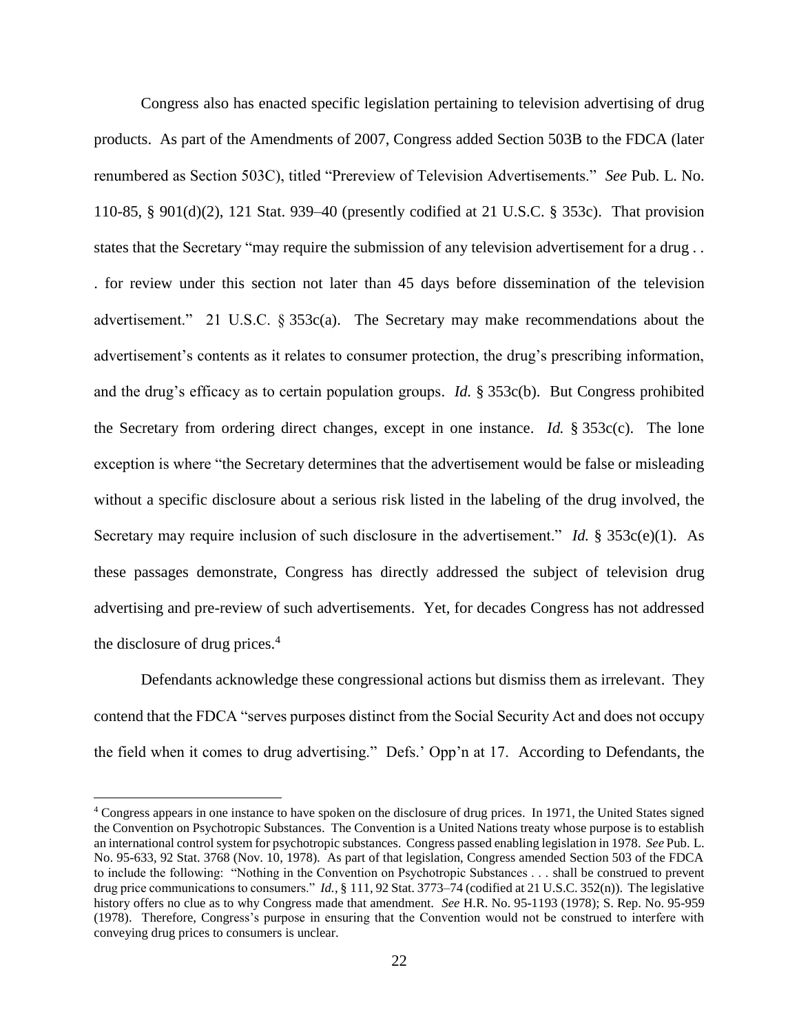Congress also has enacted specific legislation pertaining to television advertising of drug products. As part of the Amendments of 2007, Congress added Section 503B to the FDCA (later renumbered as Section 503C), titled "Prereview of Television Advertisements." *See* Pub. L. No. 110-85, § 901(d)(2), 121 Stat. 939–40 (presently codified at 21 U.S.C. § 353c). That provision states that the Secretary "may require the submission of any television advertisement for a drug . . . for review under this section not later than 45 days before dissemination of the television advertisement." 21 U.S.C. § 353c(a). The Secretary may make recommendations about the advertisement's contents as it relates to consumer protection, the drug's prescribing information, and the drug's efficacy as to certain population groups. *Id.* § 353c(b). But Congress prohibited the Secretary from ordering direct changes, except in one instance. *Id.* § 353c(c). The lone exception is where "the Secretary determines that the advertisement would be false or misleading without a specific disclosure about a serious risk listed in the labeling of the drug involved, the Secretary may require inclusion of such disclosure in the advertisement." *Id.* § 353c(e)(1). As these passages demonstrate, Congress has directly addressed the subject of television drug advertising and pre-review of such advertisements. Yet, for decades Congress has not addressed the disclosure of drug prices.[4]

Defendants acknowledge these congressional actions but dismiss them as irrelevant. They contend that the FDCA "serves purposes distinct from the Social Security Act and does not occupy the field when it comes to drug advertising." Defs.' Opp'n at 17. According to Defendants, the

---

[4] Congress appears in one instance to have spoken on the disclosure of drug prices. In 1971, the United States signed the Convention on Psychotropic Substances. The Convention is a United Nations treaty whose purpose is to establish an international control system for psychotropic substances. Congress passed enabling legislation in 1978. *See* Pub. L. No. 95-633, 92 Stat. 3768 (Nov. 10, 1978). As part of that legislation, Congress amended Section 503 of the FDCA to include the following: "Nothing in the Convention on Psychotropic Substances . . . shall be construed to prevent drug price communications to consumers." *Id.*, § 111, 92 Stat. 3773–74 (codified at 21 U.S.C. 352(n)). The legislative history offers no clue as to why Congress made that amendment. *See* H.R. No. 95-1193 (1978); S. Rep. No. 95-959 (1978). Therefore, Congress's purpose in ensuring that the Convention would not be construed to interfere with conveying drug prices to consumers is unclear.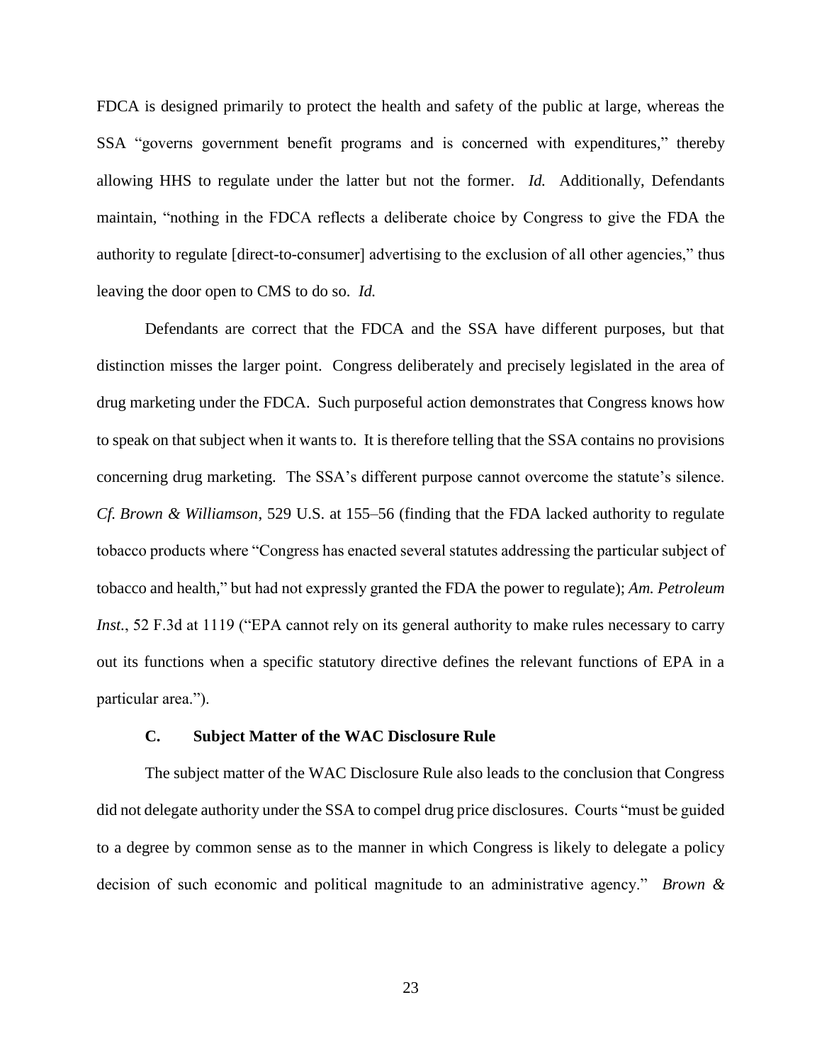FDCA is designed primarily to protect the health and safety of the public at large, whereas the SSA "governs government benefit programs and is concerned with expenditures," thereby allowing HHS to regulate under the latter but not the former. *Id.* Additionally, Defendants maintain, "nothing in the FDCA reflects a deliberate choice by Congress to give the FDA the authority to regulate [direct-to-consumer] advertising to the exclusion of all other agencies," thus leaving the door open to CMS to do so. *Id.*

Defendants are correct that the FDCA and the SSA have different purposes, but that distinction misses the larger point. Congress deliberately and precisely legislated in the area of drug marketing under the FDCA. Such purposeful action demonstrates that Congress knows how to speak on that subject when it wants to. It is therefore telling that the SSA contains no provisions concerning drug marketing. The SSA's different purpose cannot overcome the statute's silence. *Cf. Brown & Williamson*, 529 U.S. at 155–56 (finding that the FDA lacked authority to regulate tobacco products where "Congress has enacted several statutes addressing the particular subject of tobacco and health," but had not expressly granted the FDA the power to regulate); *Am. Petroleum Inst.*, 52 F.3d at 1119 ("EPA cannot rely on its general authority to make rules necessary to carry out its functions when a specific statutory directive defines the relevant functions of EPA in a particular area.").

### C. Subject Matter of the WAC Disclosure Rule

The subject matter of the WAC Disclosure Rule also leads to the conclusion that Congress did not delegate authority under the SSA to compel drug price disclosures. Courts "must be guided to a degree by common sense as to the manner in which Congress is likely to delegate a policy decision of such economic and political magnitude to an administrative agency." *Brown &*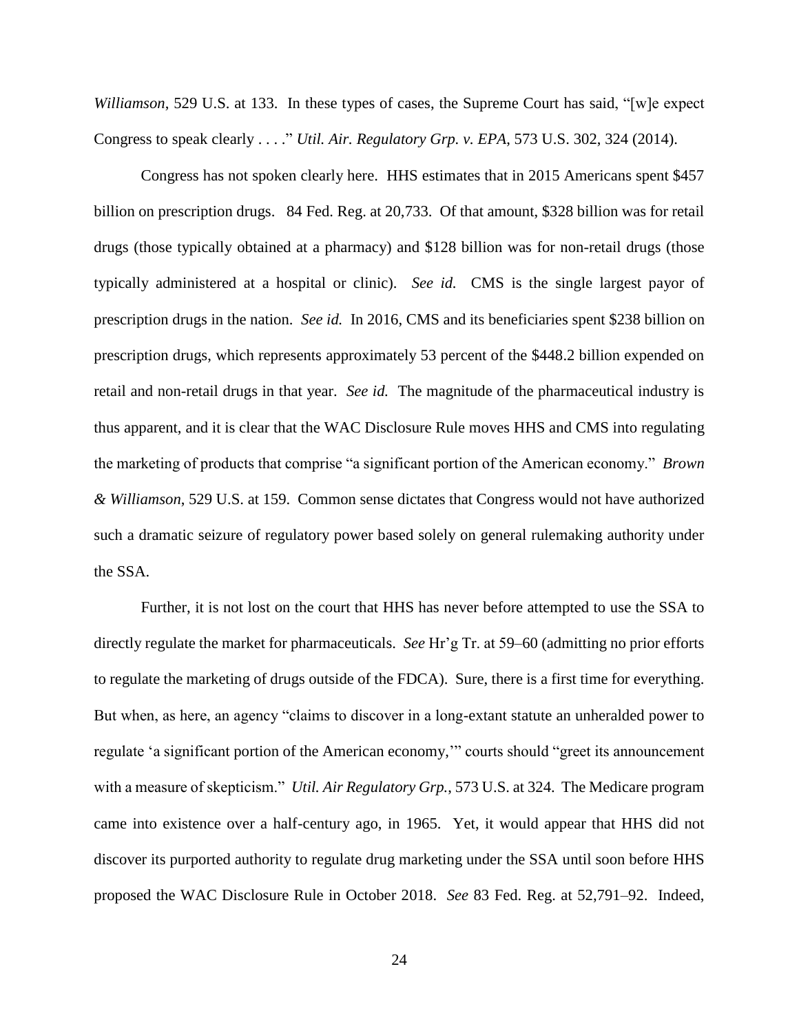*Williamson*, 529 U.S. at 133. In these types of cases, the Supreme Court has said, "[w]e expect Congress to speak clearly . . . ." *Util. Air. Regulatory Grp. v. EPA*, 573 U.S. 302, 324 (2014).

Congress has not spoken clearly here. HHS estimates that in 2015 Americans spent $457 billion on prescription drugs. 84 Fed. Reg. at 20,733. Of that amount, $328 billion was for retail drugs (those typically obtained at a pharmacy) and $128 billion was for non-retail drugs (those typically administered at a hospital or clinic). *See id.* CMS is the single largest payor of prescription drugs in the nation. *See id.* In 2016, CMS and its beneficiaries spent $238 billion on prescription drugs, which represents approximately 53 percent of the $448.2 billion expended on retail and non-retail drugs in that year. *See id.* The magnitude of the pharmaceutical industry is thus apparent, and it is clear that the WAC Disclosure Rule moves HHS and CMS into regulating the marketing of products that comprise "a significant portion of the American economy." *Brown & Williamson*, 529 U.S. at 159. Common sense dictates that Congress would not have authorized such a dramatic seizure of regulatory power based solely on general rulemaking authority under the SSA.

Further, it is not lost on the court that HHS has never before attempted to use the SSA to directly regulate the market for pharmaceuticals. *See* Hr'g Tr. at 59–60 (admitting no prior efforts to regulate the marketing of drugs outside of the FDCA). Sure, there is a first time for everything. But when, as here, an agency "claims to discover in a long-extant statute an unheralded power to regulate 'a significant portion of the American economy,'" courts should "greet its announcement with a measure of skepticism." *Util. Air Regulatory Grp.*, 573 U.S. at 324. The Medicare program came into existence over a half-century ago, in 1965. Yet, it would appear that HHS did not discover its purported authority to regulate drug marketing under the SSA until soon before HHS proposed the WAC Disclosure Rule in October 2018. *See* 83 Fed. Reg. at 52,791–92. Indeed,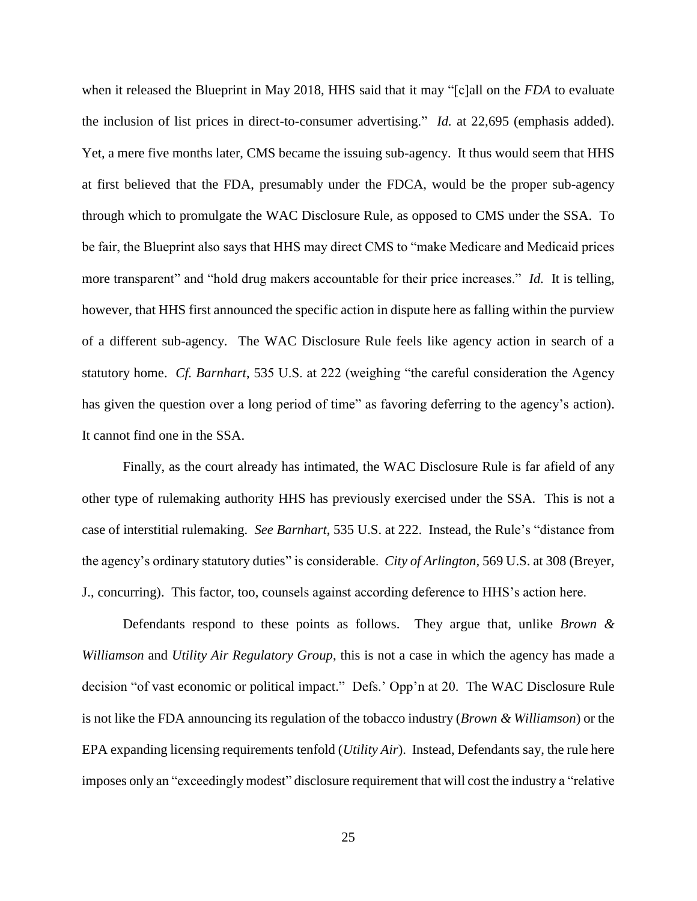when it released the Blueprint in May 2018, HHS said that it may "[c]all on the *FDA* to evaluate the inclusion of list prices in direct-to-consumer advertising." *Id.* at 22,695 (emphasis added). Yet, a mere five months later, CMS became the issuing sub-agency. It thus would seem that HHS at first believed that the FDA, presumably under the FDCA, would be the proper sub-agency through which to promulgate the WAC Disclosure Rule, as opposed to CMS under the SSA. To be fair, the Blueprint also says that HHS may direct CMS to "make Medicare and Medicaid prices more transparent" and "hold drug makers accountable for their price increases." *Id.* It is telling, however, that HHS first announced the specific action in dispute here as falling within the purview of a different sub-agency. The WAC Disclosure Rule feels like agency action in search of a statutory home. *Cf. Barnhart*, 535 U.S. at 222 (weighing "the careful consideration the Agency has given the question over a long period of time" as favoring deferring to the agency's action). It cannot find one in the SSA.

Finally, as the court already has intimated, the WAC Disclosure Rule is far afield of any other type of rulemaking authority HHS has previously exercised under the SSA. This is not a case of interstitial rulemaking. *See Barnhart*, 535 U.S. at 222. Instead, the Rule's "distance from the agency's ordinary statutory duties" is considerable. *City of Arlington*, 569 U.S. at 308 (Breyer, J., concurring). This factor, too, counsels against according deference to HHS's action here.

Defendants respond to these points as follows. They argue that, unlike *Brown & Williamson* and *Utility Air Regulatory Group*, this is not a case in which the agency has made a decision "of vast economic or political impact." Defs.' Opp'n at 20. The WAC Disclosure Rule is not like the FDA announcing its regulation of the tobacco industry (*Brown & Williamson*) or the EPA expanding licensing requirements tenfold (*Utility Air*). Instead, Defendants say, the rule here imposes only an "exceedingly modest" disclosure requirement that will cost the industry a "relative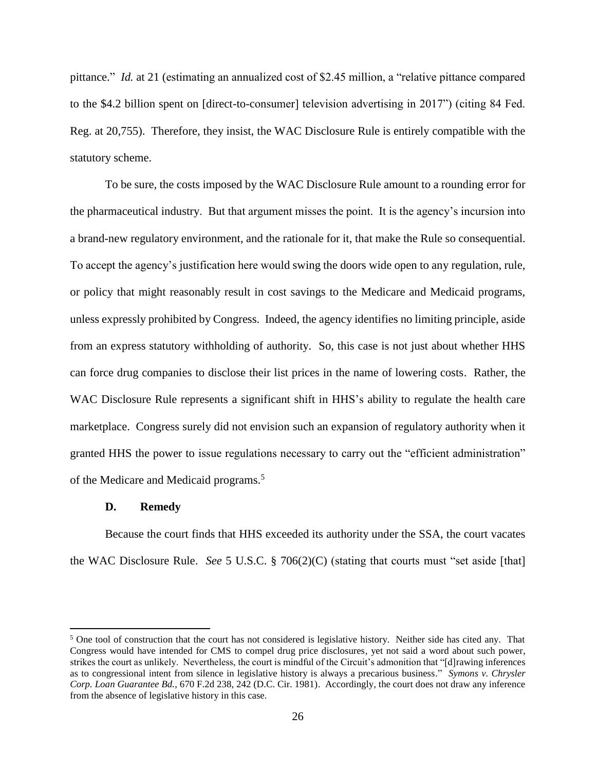pittance." *Id.* at 21 (estimating an annualized cost of $2.45 million, a "relative pittance compared to the $4.2 billion spent on [direct-to-consumer] television advertising in 2017") (citing 84 Fed. Reg. at 20,755). Therefore, they insist, the WAC Disclosure Rule is entirely compatible with the statutory scheme.

To be sure, the costs imposed by the WAC Disclosure Rule amount to a rounding error for the pharmaceutical industry. But that argument misses the point. It is the agency's incursion into a brand-new regulatory environment, and the rationale for it, that make the Rule so consequential. To accept the agency's justification here would swing the doors wide open to any regulation, rule, or policy that might reasonably result in cost savings to the Medicare and Medicaid programs, unless expressly prohibited by Congress. Indeed, the agency identifies no limiting principle, aside from an express statutory withholding of authority. So, this case is not just about whether HHS can force drug companies to disclose their list prices in the name of lowering costs. Rather, the WAC Disclosure Rule represents a significant shift in HHS's ability to regulate the health care marketplace. Congress surely did not envision such an expansion of regulatory authority when it granted HHS the power to issue regulations necessary to carry out the "efficient administration" of the Medicare and Medicaid programs.[5]

### D. Remedy

Because the court finds that HHS exceeded its authority under the SSA, the court vacates the WAC Disclosure Rule. *See* 5 U.S.C. § 706(2)(C) (stating that courts must "set aside [that]

---

[5] One tool of construction that the court has not considered is legislative history. Neither side has cited any. That Congress would have intended for CMS to compel drug price disclosures, yet not said a word about such power, strikes the court as unlikely. Nevertheless, the court is mindful of the Circuit's admonition that "[d]rawing inferences as to congressional intent from silence in legislative history is always a precarious business." *Symons v. Chrysler Corp. Loan Guarantee Bd.*, 670 F.2d 238, 242 (D.C. Cir. 1981). Accordingly, the court does not draw any inference from the absence of legislative history in this case.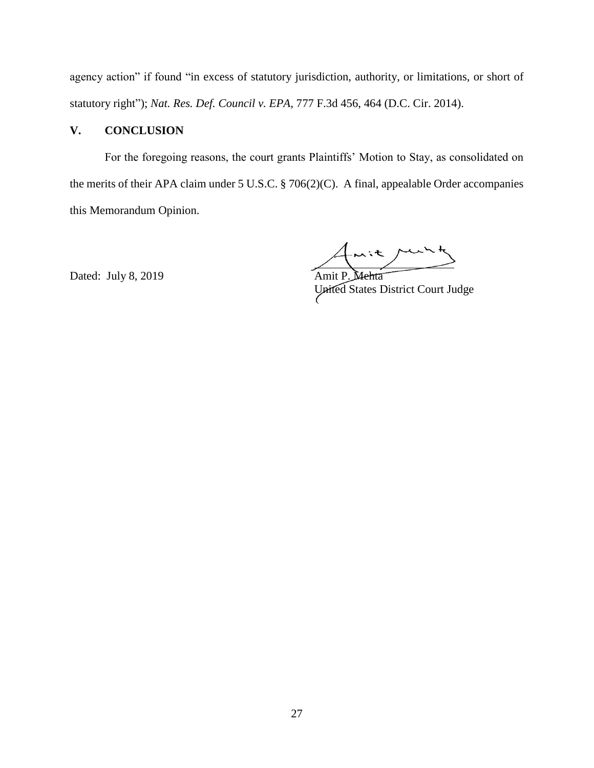agency action" if found "in excess of statutory jurisdiction, authority, or limitations, or short of statutory right"); *Nat. Res. Def. Council v. EPA*, 777 F.3d 456, 464 (D.C. Cir. 2014).

## V. CONCLUSION

For the foregoing reasons, the court grants Plaintiffs' Motion to Stay, as consolidated on the merits of their APA claim under 5 U.S.C. § 706(2)(C). A final, appealable Order accompanies this Memorandum Opinion.

Dated: July 8, 2019

Amit P. Mehta
United States District Court Judge